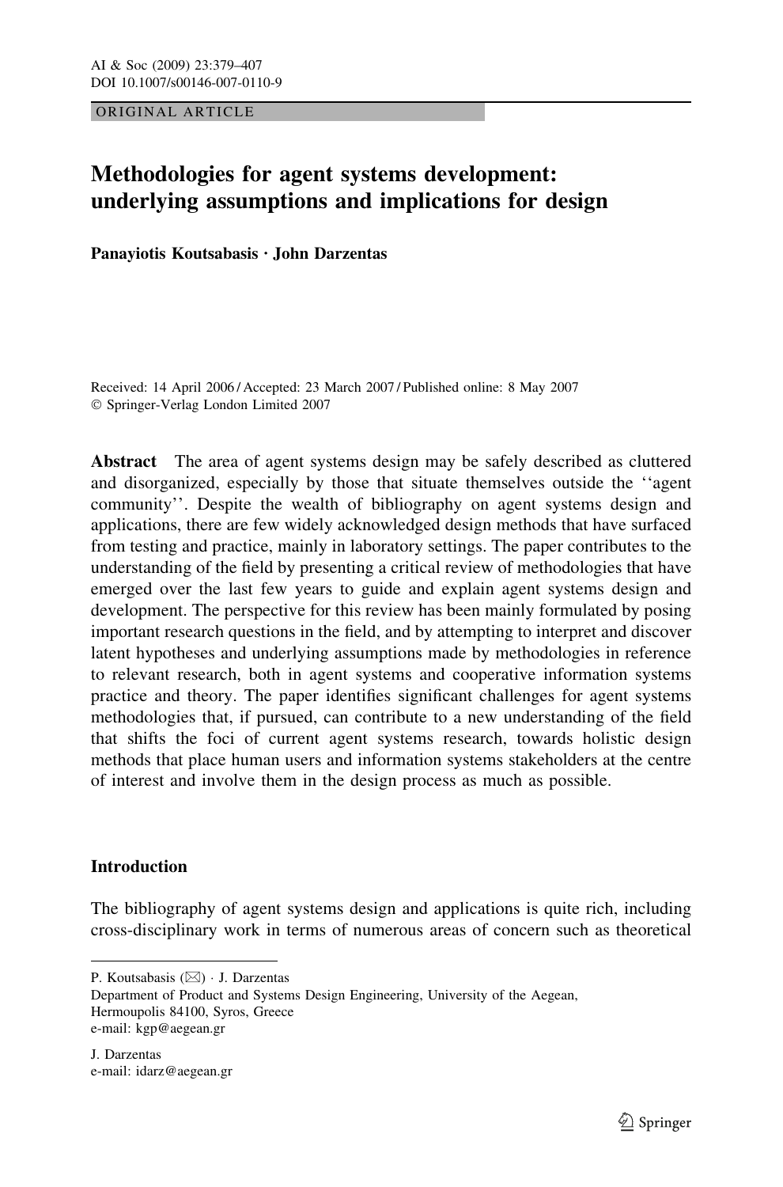ORIGINAL ARTICLE

# Methodologies for agent systems development: underlying assumptions and implications for design

**Panayiotis Koutsabasis · John Darzentas**

Received: 14 April 2006 / Accepted: 23 March 2007 / Published online: 8 May 2007
© Springer-Verlag London Limited 2007

**Abstract** The area of agent systems design may be safely described as cluttered and disorganized, especially by those that situate themselves outside the ''agent community''. Despite the wealth of bibliography on agent systems design and applications, there are few widely acknowledged design methods that have surfaced from testing and practice, mainly in laboratory settings. The paper contributes to the understanding of the field by presenting a critical review of methodologies that have emerged over the last few years to guide and explain agent systems design and development. The perspective for this review has been mainly formulated by posing important research questions in the field, and by attempting to interpret and discover latent hypotheses and underlying assumptions made by methodologies in reference to relevant research, both in agent systems and cooperative information systems practice and theory. The paper identifies significant challenges for agent systems methodologies that, if pursued, can contribute to a new understanding of the field that shifts the foci of current agent systems research, towards holistic design methods that place human users and information systems stakeholders at the centre of interest and involve them in the design process as much as possible.

## Introduction

The bibliography of agent systems design and applications is quite rich, including cross-disciplinary work in terms of numerous areas of concern such as theoretical

---

P. Koutsabasis (✉) · J. Darzentas
Department of Product and Systems Design Engineering, University of the Aegean, Hermoupolis 84100, Syros, Greece
e-mail: kgp@aegean.gr

J. Darzentas
e-mail: idarz@aegean.gr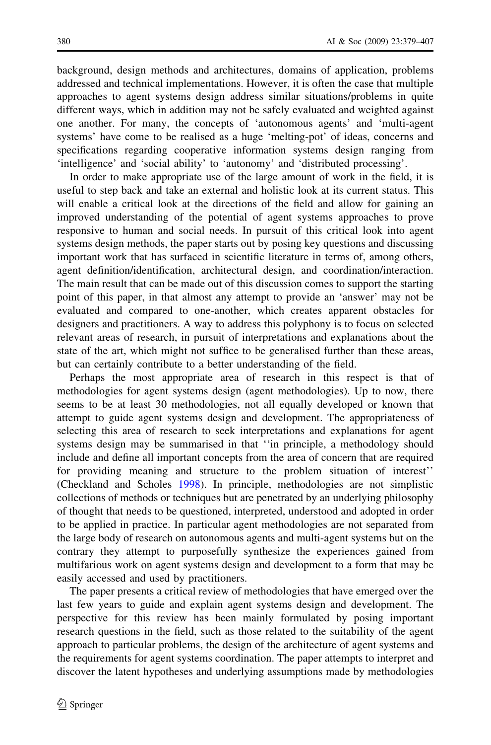background, design methods and architectures, domains of application, problems addressed and technical implementations. However, it is often the case that multiple approaches to agent systems design address similar situations/problems in quite different ways, which in addition may not be safely evaluated and weighted against one another. For many, the concepts of 'autonomous agents' and 'multi-agent systems' have come to be realised as a huge 'melting-pot' of ideas, concerns and specifications regarding cooperative information systems design ranging from 'intelligence' and 'social ability' to 'autonomy' and 'distributed processing'.

In order to make appropriate use of the large amount of work in the field, it is useful to step back and take an external and holistic look at its current status. This will enable a critical look at the directions of the field and allow for gaining an improved understanding of the potential of agent systems approaches to prove responsive to human and social needs. In pursuit of this critical look into agent systems design methods, the paper starts out by posing key questions and discussing important work that has surfaced in scientific literature in terms of, among others, agent definition/identification, architectural design, and coordination/interaction. The main result that can be made out of this discussion comes to support the starting point of this paper, in that almost any attempt to provide an 'answer' may not be evaluated and compared to one-another, which creates apparent obstacles for designers and practitioners. A way to address this polyphony is to focus on selected relevant areas of research, in pursuit of interpretations and explanations about the state of the art, which might not suffice to be generalised further than these areas, but can certainly contribute to a better understanding of the field.

Perhaps the most appropriate area of research in this respect is that of methodologies for agent systems design (agent methodologies). Up to now, there seems to be at least 30 methodologies, not all equally developed or known that attempt to guide agent systems design and development. The appropriateness of selecting this area of research to seek interpretations and explanations for agent systems design may be summarised in that ''in principle, a methodology should include and define all important concepts from the area of concern that are required for providing meaning and structure to the problem situation of interest'' (Checkland and Scholes 1998). In principle, methodologies are not simplistic collections of methods or techniques but are penetrated by an underlying philosophy of thought that needs to be questioned, interpreted, understood and adopted in order to be applied in practice. In particular agent methodologies are not separated from the large body of research on autonomous agents and multi-agent systems but on the contrary they attempt to purposefully synthesize the experiences gained from multifarious work on agent systems design and development to a form that may be easily accessed and used by practitioners.

The paper presents a critical review of methodologies that have emerged over the last few years to guide and explain agent systems design and development. The perspective for this review has been mainly formulated by posing important research questions in the field, such as those related to the suitability of the agent approach to particular problems, the design of the architecture of agent systems and the requirements for agent systems coordination. The paper attempts to interpret and discover the latent hypotheses and underlying assumptions made by methodologies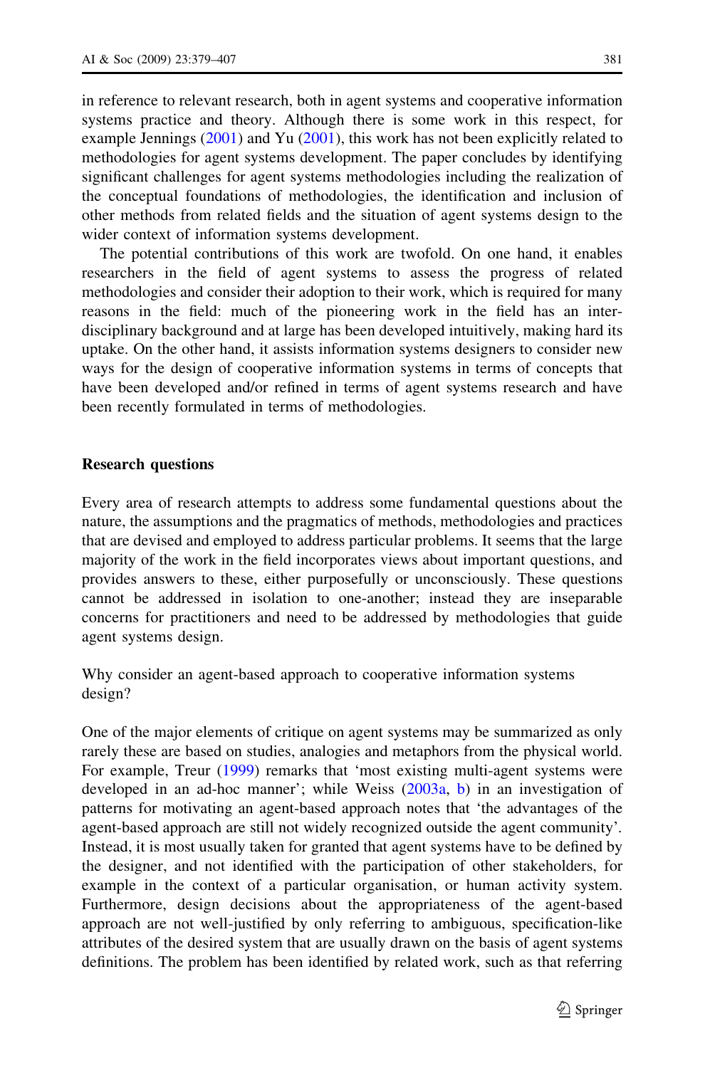in reference to relevant research, both in agent systems and cooperative information systems practice and theory. Although there is some work in this respect, for example Jennings (2001) and Yu (2001), this work has not been explicitly related to methodologies for agent systems development. The paper concludes by identifying significant challenges for agent systems methodologies including the realization of the conceptual foundations of methodologies, the identification and inclusion of other methods from related fields and the situation of agent systems design to the wider context of information systems development.

The potential contributions of this work are twofold. On one hand, it enables researchers in the field of agent systems to assess the progress of related methodologies and consider their adoption to their work, which is required for many reasons in the field: much of the pioneering work in the field has an inter-disciplinary background and at large has been developed intuitively, making hard its uptake. On the other hand, it assists information systems designers to consider new ways for the design of cooperative information systems in terms of concepts that have been developed and/or refined in terms of agent systems research and have been recently formulated in terms of methodologies.

## Research questions

Every area of research attempts to address some fundamental questions about the nature, the assumptions and the pragmatics of methods, methodologies and practices that are devised and employed to address particular problems. It seems that the large majority of the work in the field incorporates views about important questions, and provides answers to these, either purposefully or unconsciously. These questions cannot be addressed in isolation to one-another; instead they are inseparable concerns for practitioners and need to be addressed by methodologies that guide agent systems design.

Why consider an agent-based approach to cooperative information systems design?

One of the major elements of critique on agent systems may be summarized as only rarely these are based on studies, analogies and metaphors from the physical world. For example, Treur (1999) remarks that 'most existing multi-agent systems were developed in an ad-hoc manner'; while Weiss (2003a, b) in an investigation of patterns for motivating an agent-based approach notes that 'the advantages of the agent-based approach are still not widely recognized outside the agent community'. Instead, it is most usually taken for granted that agent systems have to be defined by the designer, and not identified with the participation of other stakeholders, for example in the context of a particular organisation, or human activity system. Furthermore, design decisions about the appropriateness of the agent-based approach are not well-justified by only referring to ambiguous, specification-like attributes of the desired system that are usually drawn on the basis of agent systems definitions. The problem has been identified by related work, such as that referring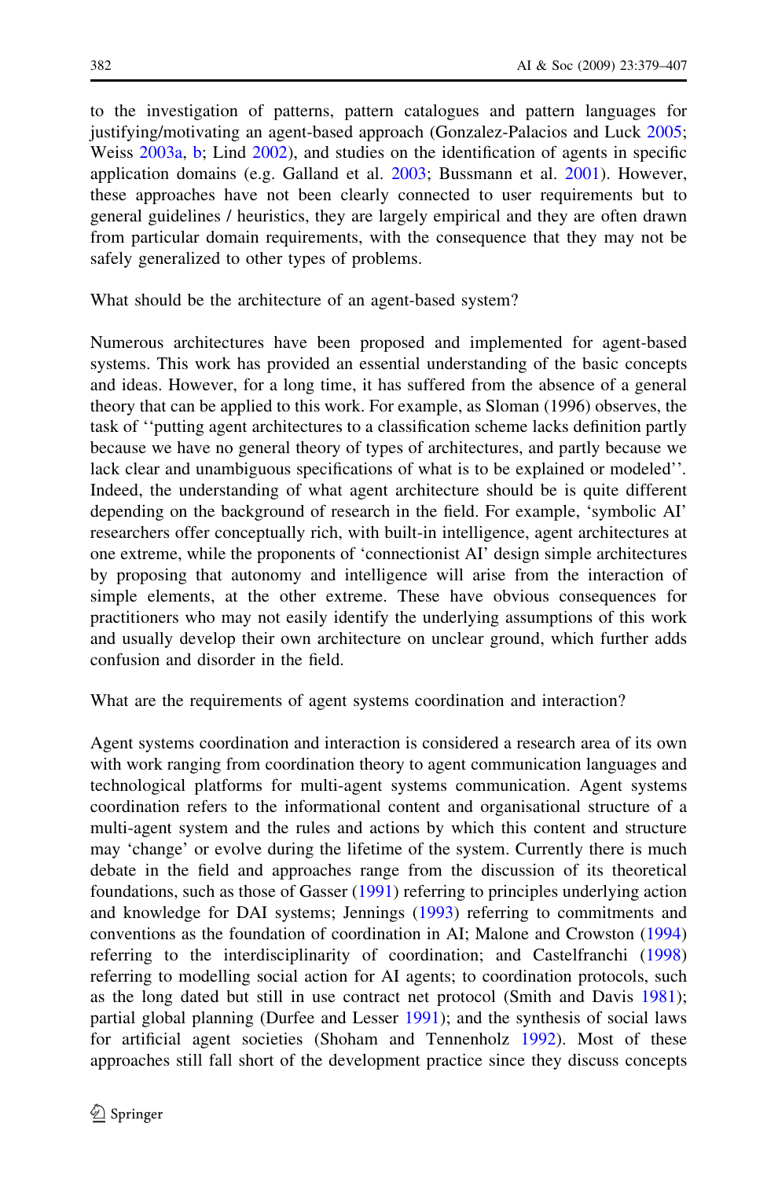to the investigation of patterns, pattern catalogues and pattern languages for justifying/motivating an agent-based approach (Gonzalez-Palacios and Luck 2005; Weiss 2003a, b; Lind 2002), and studies on the identification of agents in specific application domains (e.g. Galland et al. 2003; Bussmann et al. 2001). However, these approaches have not been clearly connected to user requirements but to general guidelines / heuristics, they are largely empirical and they are often drawn from particular domain requirements, with the consequence that they may not be safely generalized to other types of problems.

What should be the architecture of an agent-based system?

Numerous architectures have been proposed and implemented for agent-based systems. This work has provided an essential understanding of the basic concepts and ideas. However, for a long time, it has suffered from the absence of a general theory that can be applied to this work. For example, as Sloman (1996) observes, the task of ''putting agent architectures to a classification scheme lacks definition partly because we have no general theory of types of architectures, and partly because we lack clear and unambiguous specifications of what is to be explained or modeled''. Indeed, the understanding of what agent architecture should be is quite different depending on the background of research in the field. For example, 'symbolic AI' researchers offer conceptually rich, with built-in intelligence, agent architectures at one extreme, while the proponents of 'connectionist AI' design simple architectures by proposing that autonomy and intelligence will arise from the interaction of simple elements, at the other extreme. These have obvious consequences for practitioners who may not easily identify the underlying assumptions of this work and usually develop their own architecture on unclear ground, which further adds confusion and disorder in the field.

What are the requirements of agent systems coordination and interaction?

Agent systems coordination and interaction is considered a research area of its own with work ranging from coordination theory to agent communication languages and technological platforms for multi-agent systems communication. Agent systems coordination refers to the informational content and organisational structure of a multi-agent system and the rules and actions by which this content and structure may 'change' or evolve during the lifetime of the system. Currently there is much debate in the field and approaches range from the discussion of its theoretical foundations, such as those of Gasser (1991) referring to principles underlying action and knowledge for DAI systems; Jennings (1993) referring to commitments and conventions as the foundation of coordination in AI; Malone and Crowston (1994) referring to the interdisciplinarity of coordination; and Castelfranchi (1998) referring to modelling social action for AI agents; to coordination protocols, such as the long dated but still in use contract net protocol (Smith and Davis 1981); partial global planning (Durfee and Lesser 1991); and the synthesis of social laws for artificial agent societies (Shoham and Tennenholtz 1992). Most of these approaches still fall short of the development practice since they discuss concepts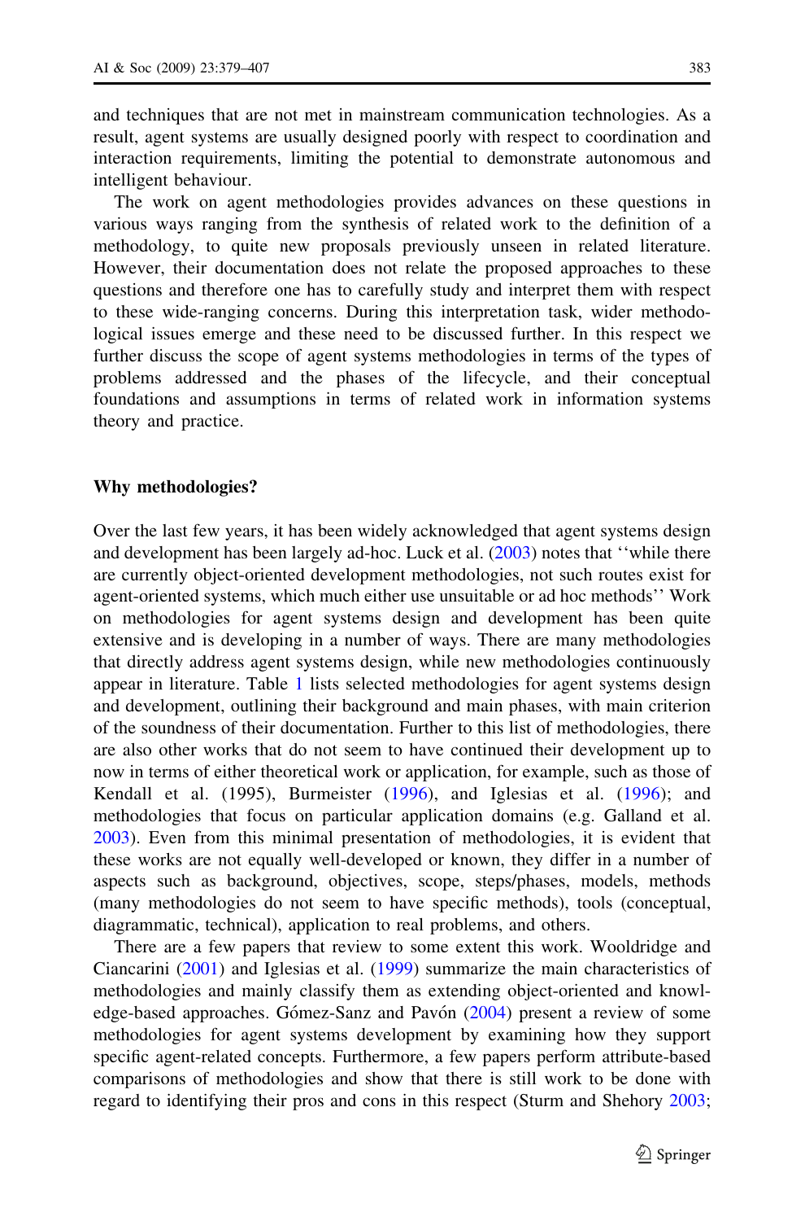and techniques that are not met in mainstream communication technologies. As a result, agent systems are usually designed poorly with respect to coordination and interaction requirements, limiting the potential to demonstrate autonomous and intelligent behaviour.

The work on agent methodologies provides advances on these questions in various ways ranging from the synthesis of related work to the definition of a methodology, to quite new proposals previously unseen in related literature. However, their documentation does not relate the proposed approaches to these questions and therefore one has to carefully study and interpret them with respect to these wide-ranging concerns. During this interpretation task, wider methodological issues emerge and these need to be discussed further. In this respect we further discuss the scope of agent systems methodologies in terms of the types of problems addressed and the phases of the lifecycle, and their conceptual foundations and assumptions in terms of related work in information systems theory and practice.

## Why methodologies?

Over the last few years, it has been widely acknowledged that agent systems design and development has been largely ad-hoc. Luck et al. (2003) notes that ''while there are currently object-oriented development methodologies, not such routes exist for agent-oriented systems, which much either use unsuitable or ad hoc methods'' Work on methodologies for agent systems design and development has been quite extensive and is developing in a number of ways. There are many methodologies that directly address agent systems design, while new methodologies continuously appear in literature. Table 1 lists selected methodologies for agent systems design and development, outlining their background and main phases, with main criterion of the soundness of their documentation. Further to this list of methodologies, there are also other works that do not seem to have continued their development up to now in terms of either theoretical work or application, for example, such as those of Kendall et al. (1995), Burmeister (1996), and Iglesias et al. (1996); and methodologies that focus on particular application domains (e.g. Galland et al. 2003). Even from this minimal presentation of methodologies, it is evident that these works are not equally well-developed or known, they differ in a number of aspects such as background, objectives, scope, steps/phases, models, methods (many methodologies do not seem to have specific methods), tools (conceptual, diagrammatic, technical), application to real problems, and others.

There are a few papers that review to some extent this work. Wooldridge and Ciancarini (2001) and Iglesias et al. (1999) summarize the main characteristics of methodologies and mainly classify them as extending object-oriented and knowledge-based approaches. Gómez-Sanz and Pavón (2004) present a review of some methodologies for agent systems development by examining how they support specific agent-related concepts. Furthermore, a few papers perform attribute-based comparisons of methodologies and show that there is still work to be done with regard to identifying their pros and cons in this respect (Sturm and Shehory 2003;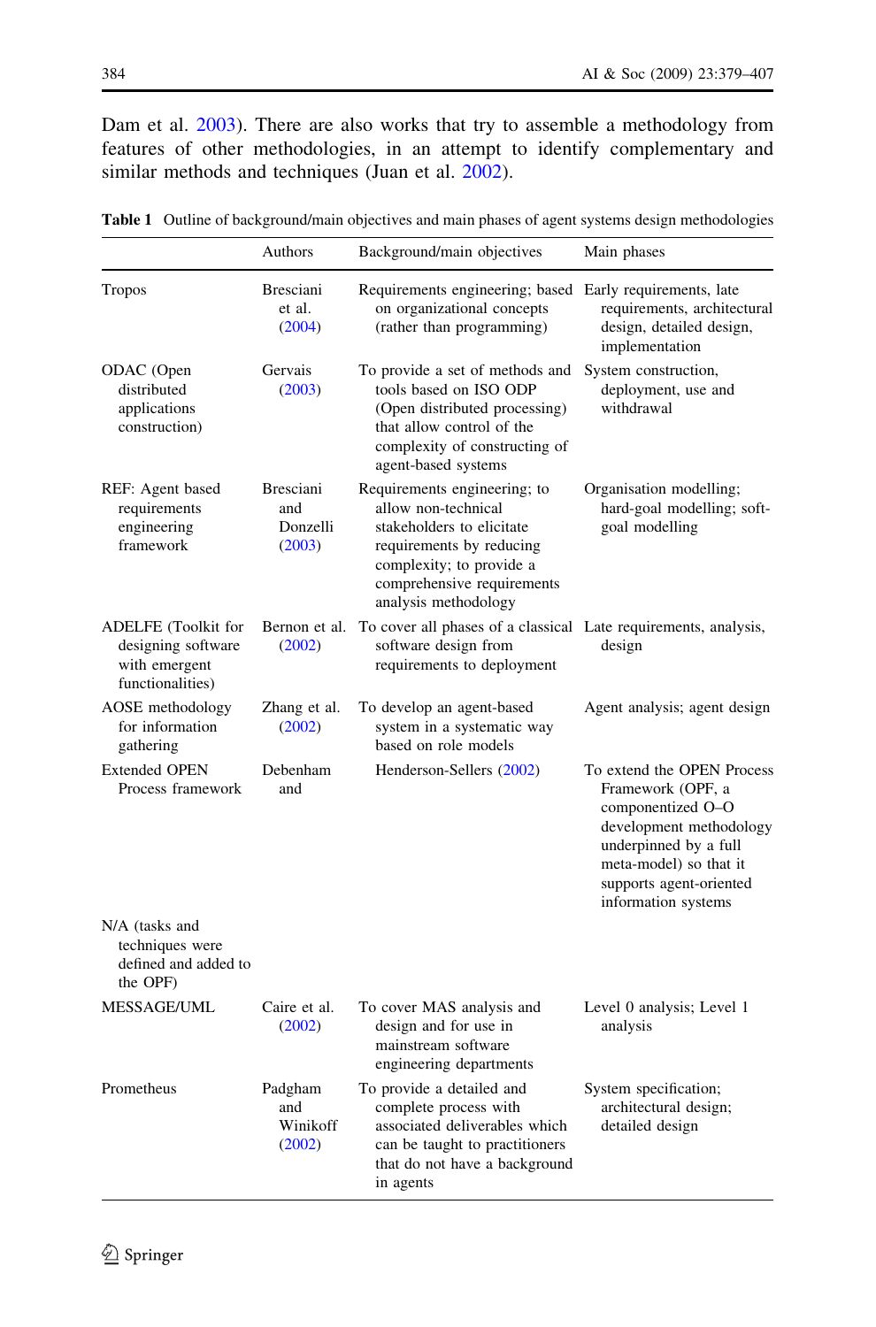Dam et al. 2003). There are also works that try to assemble a methodology from features of other methodologies, in an attempt to identify complementary and similar methods and techniques (Juan et al. 2002).

**Table 1** Outline of background/main objectives and main phases of agent systems design methodologies

| | Authors | Background/main objectives | Main phases |
|---|---|---|---|
| Tropos | Bresciani et al. (2004) | Requirements engineering; based on organizational concepts (rather than programming) | Early requirements, late requirements, architectural design, detailed design, implementation |
| ODAC (Open distributed applications construction) | Gervais (2003) | To provide a set of methods and tools based on ISO ODP (Open distributed processing) that allow control of the complexity of constructing of agent-based systems | System construction, deployment, use and withdrawal |
| REF: Agent based requirements engineering framework | Bresciani and Donzelli (2003) | Requirements engineering; to allow non-technical stakeholders to elicitate requirements by reducing complexity; to provide a comprehensive requirements analysis methodology | Organisation modelling; hard-goal modelling; soft-goal modelling |
| ADELFE (Toolkit for designing software with emergent functionalities) | Bernon et al. (2002) | To cover all phases of a classical software design from requirements to deployment | Late requirements, analysis, design |
| AOSE methodology for information gathering | Zhang et al. (2002) | To develop an agent-based system in a systematic way based on role models | Agent analysis; agent design |
| Extended OPEN Process framework | Debenham and | Henderson-Sellers (2002) | To extend the OPEN Process Framework (OPF, a componentized O–O development methodology underpinned by a full meta-model) so that it supports agent-oriented information systems |
| N/A (tasks and techniques were defined and added to the OPF) | | | |
| MESSAGE/UML | Caire et al. (2002) | To cover MAS analysis and design and for use in mainstream software engineering departments | Level 0 analysis; Level 1 analysis |
| Prometheus | Padgham and Winikoff (2002) | To provide a detailed and complete process with associated deliverables which can be taught to practitioners that do not have a background in agents | System specification; architectural design; detailed design |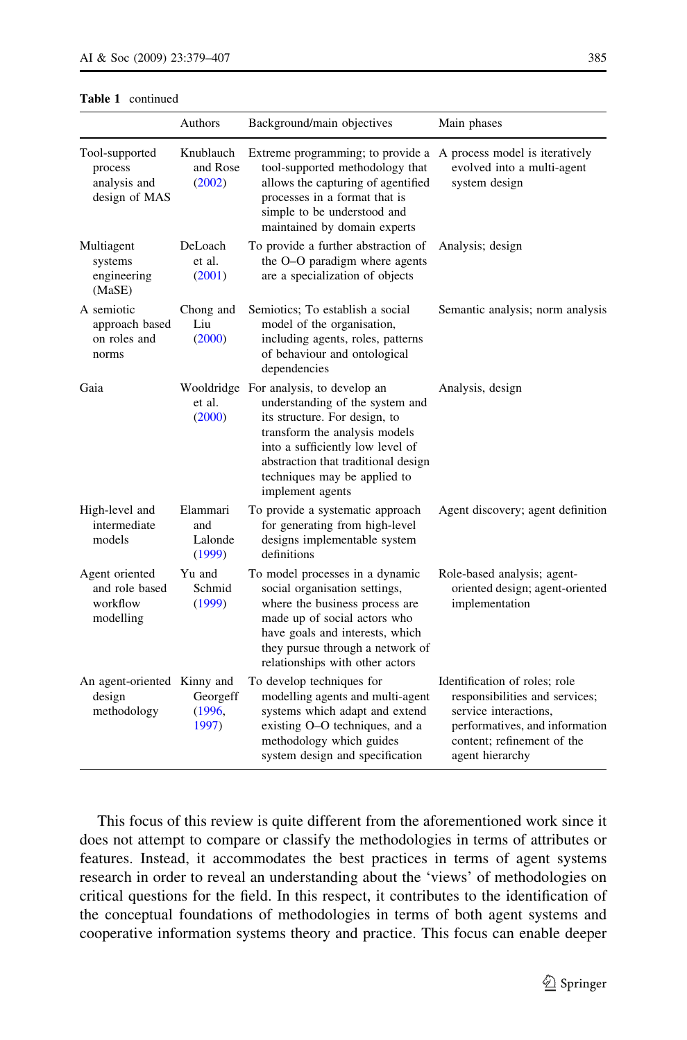**Table 1** continued

| | Authors | Background/main objectives | Main phases |
|---|---|---|---|
| Tool-supported process analysis and design of MAS | Knublauch and Rose (2002) | Extreme programming; to provide a tool-supported methodology that allows the capturing of agentified processes in a format that is simple to be understood and maintained by domain experts | A process model is iteratively evolved into a multi-agent system design |
| Multiagent systems engineering (MaSE) | DeLoach et al. (2001) | To provide a further abstraction of the O–O paradigm where agents are a specialization of objects | Analysis; design |
| A semiotic approach based on roles and norms | Chong and Liu (2000) | Semiotics; To establish a social model of the organisation, including agents, roles, patterns of behaviour and ontological dependencies | Semantic analysis; norm analysis |
| Gaia | Wooldridge et al. (2000) | For analysis, to develop an understanding of the system and its structure. For design, to transform the analysis models into a sufficiently low level of abstraction that traditional design techniques may be applied to implement agents | Analysis, design |
| High-level and intermediate models | Elammari and Lalonde (1999) | To provide a systematic approach for generating from high-level designs implementable system definitions | Agent discovery; agent definition |
| Agent oriented and role based workflow modelling | Yu and Schmid (1999) | To model processes in a dynamic social organisation settings, where the business process are made up of social actors who have goals and interests, which they pursue through a network of relationships with other actors | Role-based analysis; agent-oriented design; agent-oriented implementation |
| An agent-oriented design methodology | Kinny and Georgeff (1996, 1997) | To develop techniques for modelling agents and multi-agent systems which adapt and extend existing O–O techniques, and a methodology which guides system design and specification | Identification of roles; role responsibilities and services; service interactions, performatives, and information content; refinement of the agent hierarchy |

This focus of this review is quite different from the aforementioned work since it does not attempt to compare or classify the methodologies in terms of attributes or features. Instead, it accommodates the best practices in terms of agent systems research in order to reveal an understanding about the 'views' of methodologies on critical questions for the field. In this respect, it contributes to the identification of the conceptual foundations of methodologies in terms of both agent systems and cooperative information systems theory and practice. This focus can enable deeper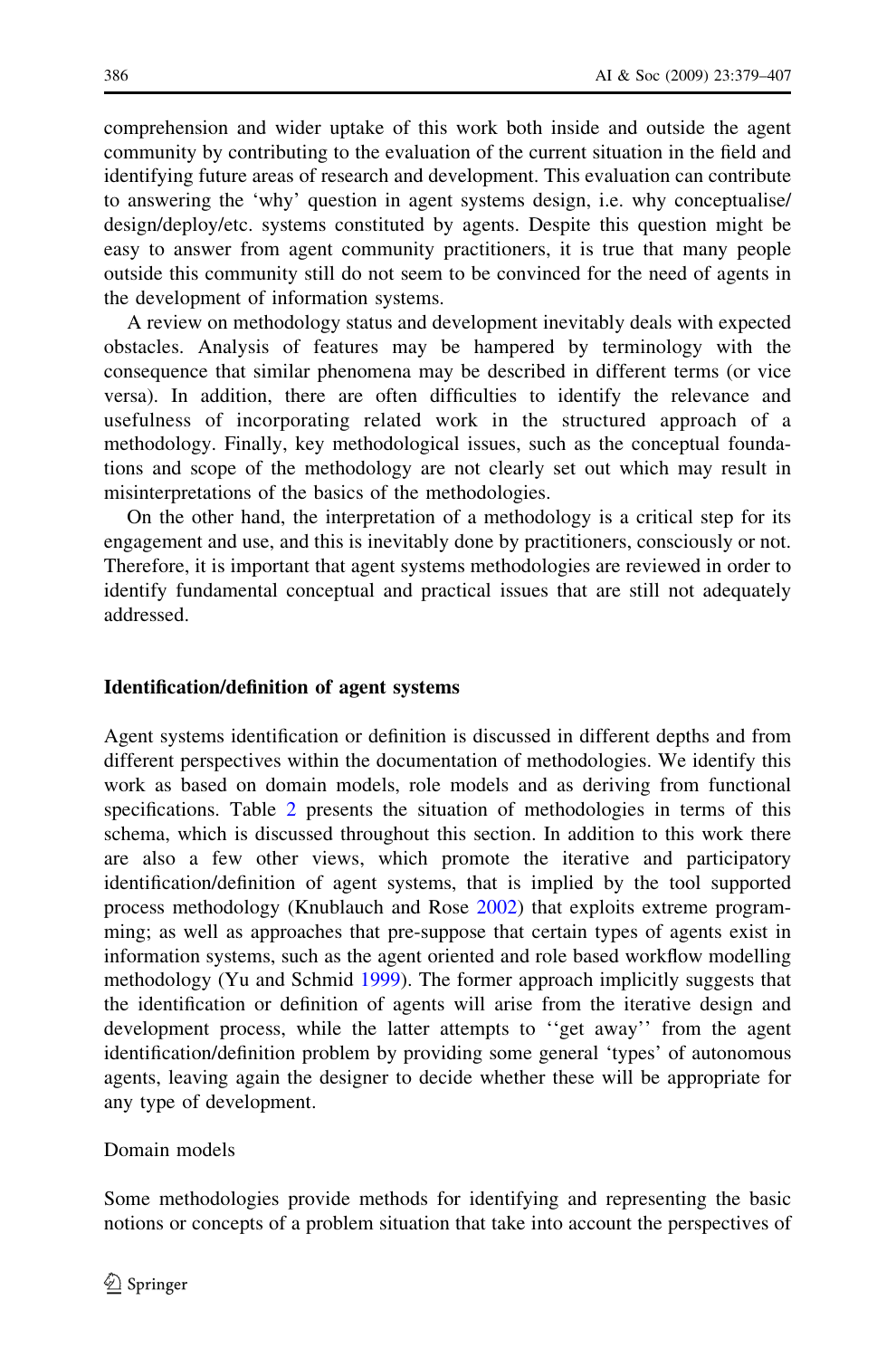comprehension and wider uptake of this work both inside and outside the agent community by contributing to the evaluation of the current situation in the field and identifying future areas of research and development. This evaluation can contribute to answering the 'why' question in agent systems design, i.e. why conceptualise/design/deploy/etc. systems constituted by agents. Despite this question might be easy to answer from agent community practitioners, it is true that many people outside this community still do not seem to be convinced for the need of agents in the development of information systems.

A review on methodology status and development inevitably deals with expected obstacles. Analysis of features may be hampered by terminology with the consequence that similar phenomena may be described in different terms (or vice versa). In addition, there are often difficulties to identify the relevance and usefulness of incorporating related work in the structured approach of a methodology. Finally, key methodological issues, such as the conceptual foundations and scope of the methodology are not clearly set out which may result in misinterpretations of the basics of the methodologies.

On the other hand, the interpretation of a methodology is a critical step for its engagement and use, and this is inevitably done by practitioners, consciously or not. Therefore, it is important that agent systems methodologies are reviewed in order to identify fundamental conceptual and practical issues that are still not adequately addressed.

## Identification/definition of agent systems

Agent systems identification or definition is discussed in different depths and from different perspectives within the documentation of methodologies. We identify this work as based on domain models, role models and as deriving from functional specifications. Table 2 presents the situation of methodologies in terms of this schema, which is discussed throughout this section. In addition to this work there are also a few other views, which promote the iterative and participatory identification/definition of agent systems, that is implied by the tool supported process methodology (Knublauch and Rose 2002) that exploits extreme programming; as well as approaches that pre-suppose that certain types of agents exist in information systems, such as the agent oriented and role based workflow modelling methodology (Yu and Schmid 1999). The former approach implicitly suggests that the identification or definition of agents will arise from the iterative design and development process, while the latter attempts to ''get away'' from the agent identification/definition problem by providing some general 'types' of autonomous agents, leaving again the designer to decide whether these will be appropriate for any type of development.

### Domain models

Some methodologies provide methods for identifying and representing the basic notions or concepts of a problem situation that take into account the perspectives of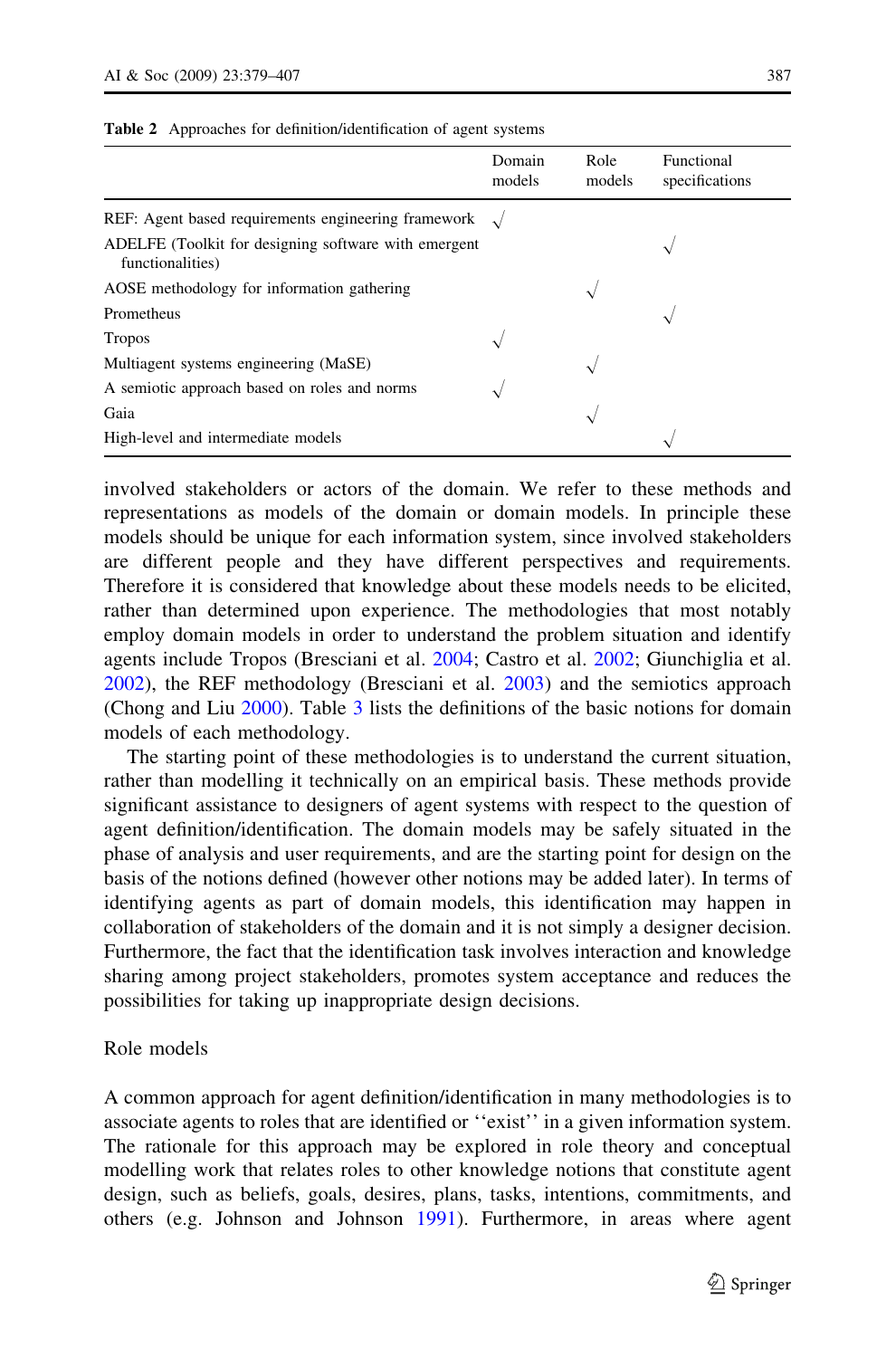**Table 2** Approaches for definition/identification of agent systems

| | Domain models | Role models | Functional specifications |
|---|---|---|---|
| REF: Agent based requirements engineering framework | √ | | |
| ADELFE (Toolkit for designing software with emergent functionalities) | | | √ |
| AOSE methodology for information gathering | | √ | |
| Prometheus | | | √ |
| Tropos | √ | | |
| Multiagent systems engineering (MaSE) | | √ | |
| A semiotic approach based on roles and norms | √ | | |
| Gaia | | √ | |
| High-level and intermediate models | | | √ |

involved stakeholders or actors of the domain. We refer to these methods and representations as models of the domain or domain models. In principle these models should be unique for each information system, since involved stakeholders are different people and they have different perspectives and requirements. Therefore it is considered that knowledge about these models needs to be elicited, rather than determined upon experience. The methodologies that most notably employ domain models in order to understand the problem situation and identify agents include Tropos (Bresciani et al. 2004; Castro et al. 2002; Giunchiglia et al. 2002), the REF methodology (Bresciani et al. 2003) and the semiotics approach (Chong and Liu 2000). Table 3 lists the definitions of the basic notions for domain models of each methodology.

The starting point of these methodologies is to understand the current situation, rather than modelling it technically on an empirical basis. These methods provide significant assistance to designers of agent systems with respect to the question of agent definition/identification. The domain models may be safely situated in the phase of analysis and user requirements, and are the starting point for design on the basis of the notions defined (however other notions may be added later). In terms of identifying agents as part of domain models, this identification may happen in collaboration of stakeholders of the domain and it is not simply a designer decision. Furthermore, the fact that the identification task involves interaction and knowledge sharing among project stakeholders, promotes system acceptance and reduces the possibilities for taking up inappropriate design decisions.

Role models

A common approach for agent definition/identification in many methodologies is to associate agents to roles that are identified or ''exist'' in a given information system. The rationale for this approach may be explored in role theory and conceptual modelling work that relates roles to other knowledge notions that constitute agent design, such as beliefs, goals, desires, plans, tasks, intentions, commitments, and others (e.g. Johnson and Johnson 1991). Furthermore, in areas where agent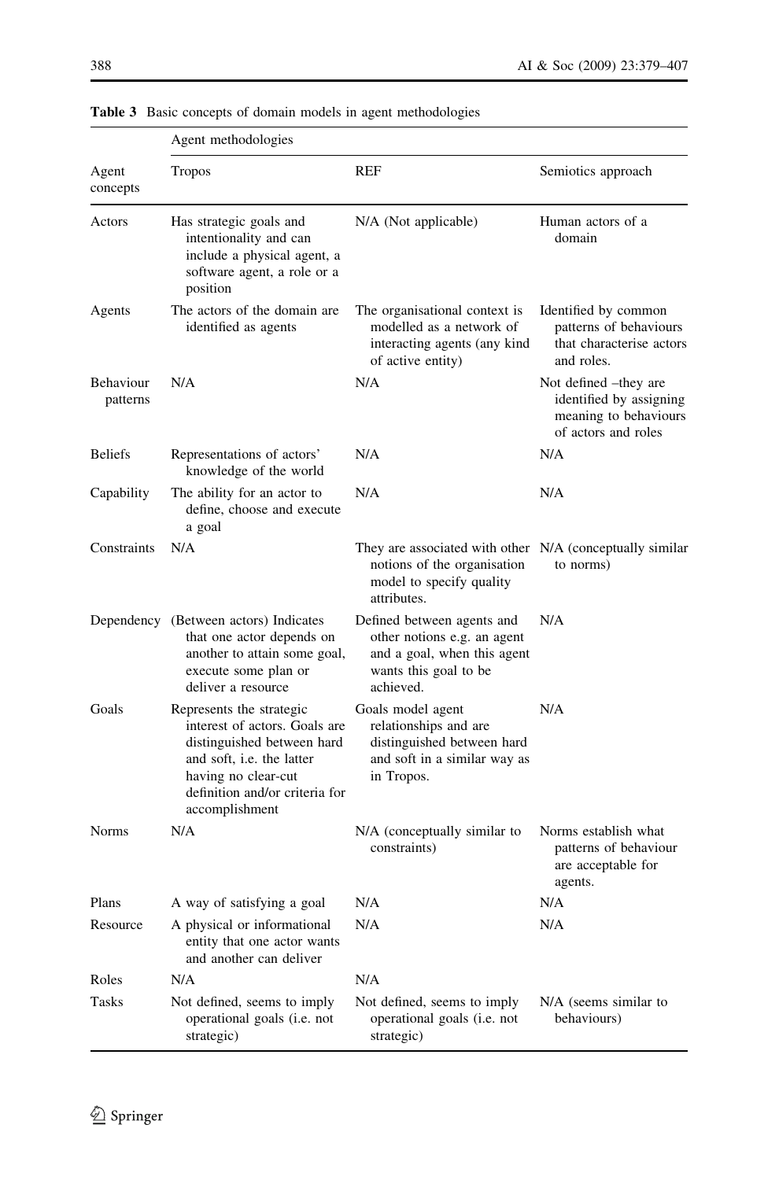**Table 3** Basic concepts of domain models in agent methodologies

| | Agent methodologies | | |
|---|---|---|---|
| Agent concepts | Tropos | REF | Semiotics approach |
| Actors | Has strategic goals and intentionality and can include a physical agent, a software agent, a role or a position | N/A (Not applicable) | Human actors of a domain |
| Agents | The actors of the domain are identified as agents | The organisational context is modelled as a network of interacting agents (any kind of active entity) | Identified by common patterns of behaviours that characterise actors and roles. |
| Behaviour patterns | N/A | N/A | Not defined –they are identified by assigning meaning to behaviours of actors and roles |
| Beliefs | Representations of actors' knowledge of the world | N/A | N/A |
| Capability | The ability for an actor to define, choose and execute a goal | N/A | N/A |
| Constraints | N/A | They are associated with other notions of the organisation model to specify quality attributes. | N/A (conceptually similar to norms) |
| Dependency | (Between actors) Indicates that one actor depends on another to attain some goal, execute some plan or deliver a resource | Defined between agents and other notions e.g. an agent and a goal, when this agent wants this goal to be achieved. | N/A |
| Goals | Represents the strategic interest of actors. Goals are distinguished between hard and soft, i.e. the latter having no clear-cut definition and/or criteria for accomplishment | Goals model agent relationships and are distinguished between hard and soft in a similar way as in Tropos. | N/A |
| Norms | N/A | N/A (conceptually similar to constraints) | Norms establish what patterns of behaviour are acceptable for agents. |
| Plans | A way of satisfying a goal | N/A | N/A |
| Resource | A physical or informational entity that one actor wants and another can deliver | N/A | N/A |
| Roles | N/A | N/A | |
| Tasks | Not defined, seems to imply operational goals (i.e. not strategic) | Not defined, seems to imply operational goals (i.e. not strategic) | N/A (seems similar to behaviours) |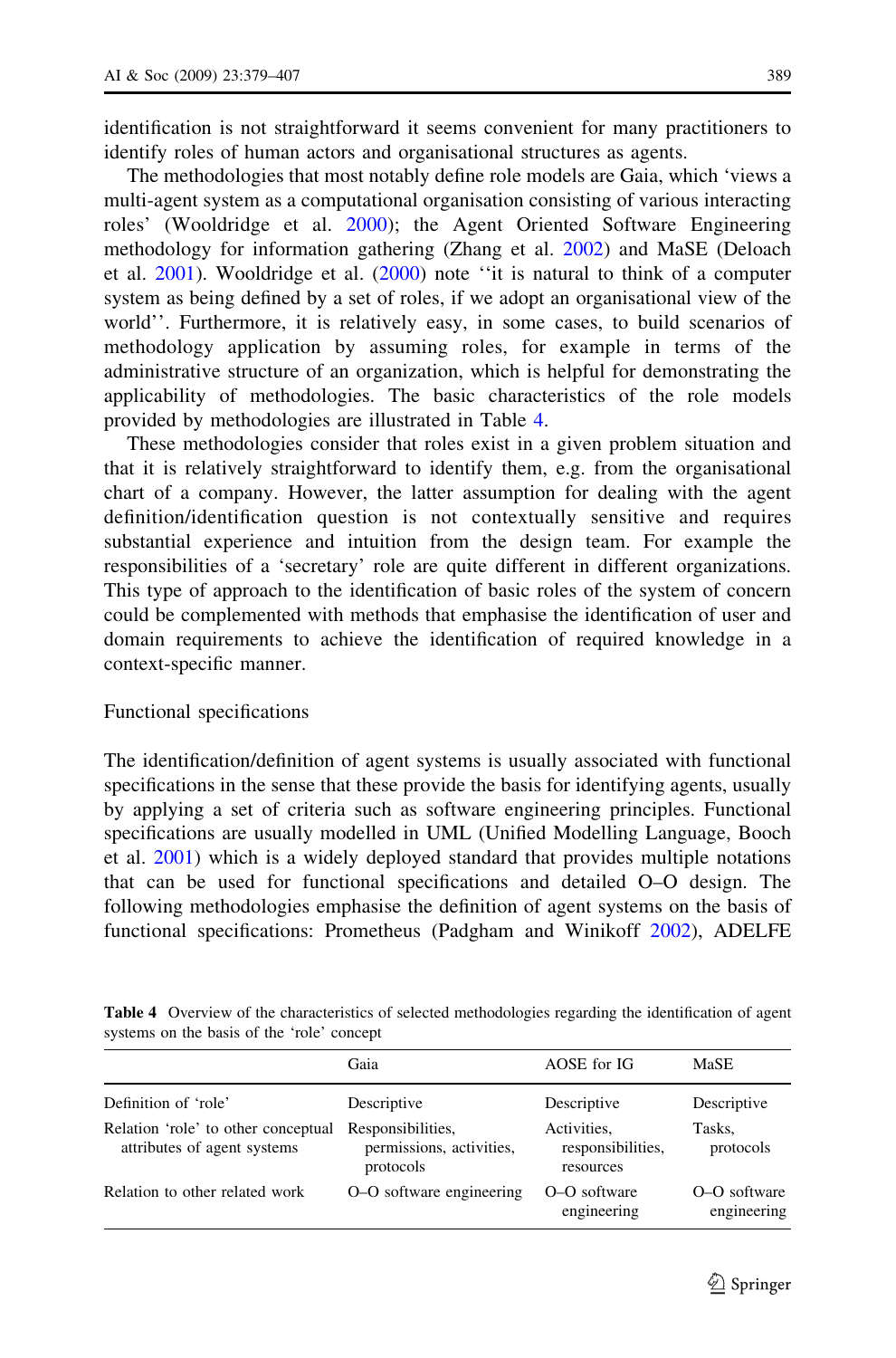identification is not straightforward it seems convenient for many practitioners to identify roles of human actors and organisational structures as agents.

The methodologies that most notably define role models are Gaia, which 'views a multi-agent system as a computational organisation consisting of various interacting roles' (Wooldridge et al. 2000); the Agent Oriented Software Engineering methodology for information gathering (Zhang et al. 2002) and MaSE (Deloach et al. 2001). Wooldridge et al. (2000) note ''it is natural to think of a computer system as being defined by a set of roles, if we adopt an organisational view of the world''. Furthermore, it is relatively easy, in some cases, to build scenarios of methodology application by assuming roles, for example in terms of the administrative structure of an organization, which is helpful for demonstrating the applicability of methodologies. The basic characteristics of the role models provided by methodologies are illustrated in Table 4.

These methodologies consider that roles exist in a given problem situation and that it is relatively straightforward to identify them, e.g. from the organisational chart of a company. However, the latter assumption for dealing with the agent definition/identification question is not contextually sensitive and requires substantial experience and intuition from the design team. For example the responsibilities of a 'secretary' role are quite different in different organizations. This type of approach to the identification of basic roles of the system of concern could be complemented with methods that emphasise the identification of user and domain requirements to achieve the identification of required knowledge in a context-specific manner.

### Functional specifications

The identification/definition of agent systems is usually associated with functional specifications in the sense that these provide the basis for identifying agents, usually by applying a set of criteria such as software engineering principles. Functional specifications are usually modelled in UML (Unified Modelling Language, Booch et al. 2001) which is a widely deployed standard that provides multiple notations that can be used for functional specifications and detailed O–O design. The following methodologies emphasise the definition of agent systems on the basis of functional specifications: Prometheus (Padgham and Winikoff 2002), ADELFE

**Table 4** Overview of the characteristics of selected methodologies regarding the identification of agent systems on the basis of the 'role' concept

| | Gaia | AOSE for IG | MaSE |
|---|---|---|---|
| Definition of 'role' | Descriptive | Descriptive | Descriptive |
| Relation 'role' to other conceptual attributes of agent systems | Responsibilities, permissions, activities, protocols | Activities, responsibilities, resources | Tasks, protocols |
| Relation to other related work | O–O software engineering | O–O software engineering | O–O software engineering |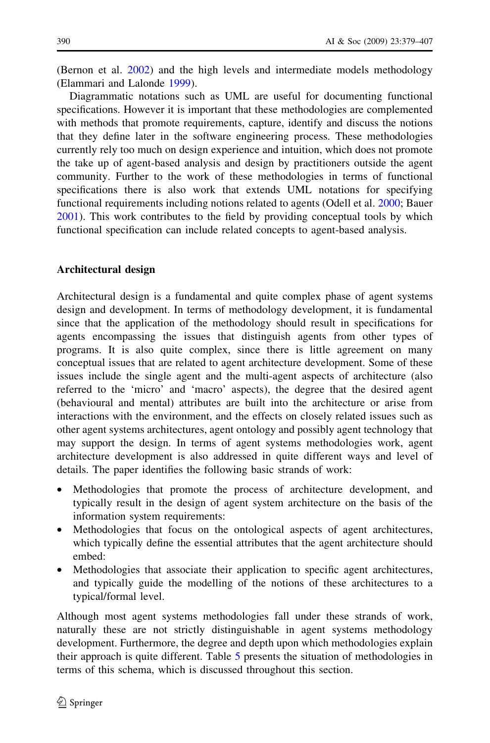(Bernon et al. 2002) and the high levels and intermediate models methodology (Elammari and Lalonde 1999).

Diagrammatic notations such as UML are useful for documenting functional specifications. However it is important that these methodologies are complemented with methods that promote requirements, capture, identify and discuss the notions that they define later in the software engineering process. These methodologies currently rely too much on design experience and intuition, which does not promote the take up of agent-based analysis and design by practitioners outside the agent community. Further to the work of these methodologies in terms of functional specifications there is also work that extends UML notations for specifying functional requirements including notions related to agents (Odell et al. 2000; Bauer 2001). This work contributes to the field by providing conceptual tools by which functional specification can include related concepts to agent-based analysis.

## Architectural design

Architectural design is a fundamental and quite complex phase of agent systems design and development. In terms of methodology development, it is fundamental since that the application of the methodology should result in specifications for agents encompassing the issues that distinguish agents from other types of programs. It is also quite complex, since there is little agreement on many conceptual issues that are related to agent architecture development. Some of these issues include the single agent and the multi-agent aspects of architecture (also referred to the 'micro' and 'macro' aspects), the degree that the desired agent (behavioural and mental) attributes are built into the architecture or arise from interactions with the environment, and the effects on closely related issues such as other agent systems architectures, agent ontology and possibly agent technology that may support the design. In terms of agent systems methodologies work, agent architecture development is also addressed in quite different ways and level of details. The paper identifies the following basic strands of work:

- Methodologies that promote the process of architecture development, and typically result in the design of agent system architecture on the basis of the information system requirements:
- Methodologies that focus on the ontological aspects of agent architectures, which typically define the essential attributes that the agent architecture should embed:
- Methodologies that associate their application to specific agent architectures, and typically guide the modelling of the notions of these architectures to a typical/formal level.

Although most agent systems methodologies fall under these strands of work, naturally these are not strictly distinguishable in agent systems methodology development. Furthermore, the degree and depth upon which methodologies explain their approach is quite different. Table 5 presents the situation of methodologies in terms of this schema, which is discussed throughout this section.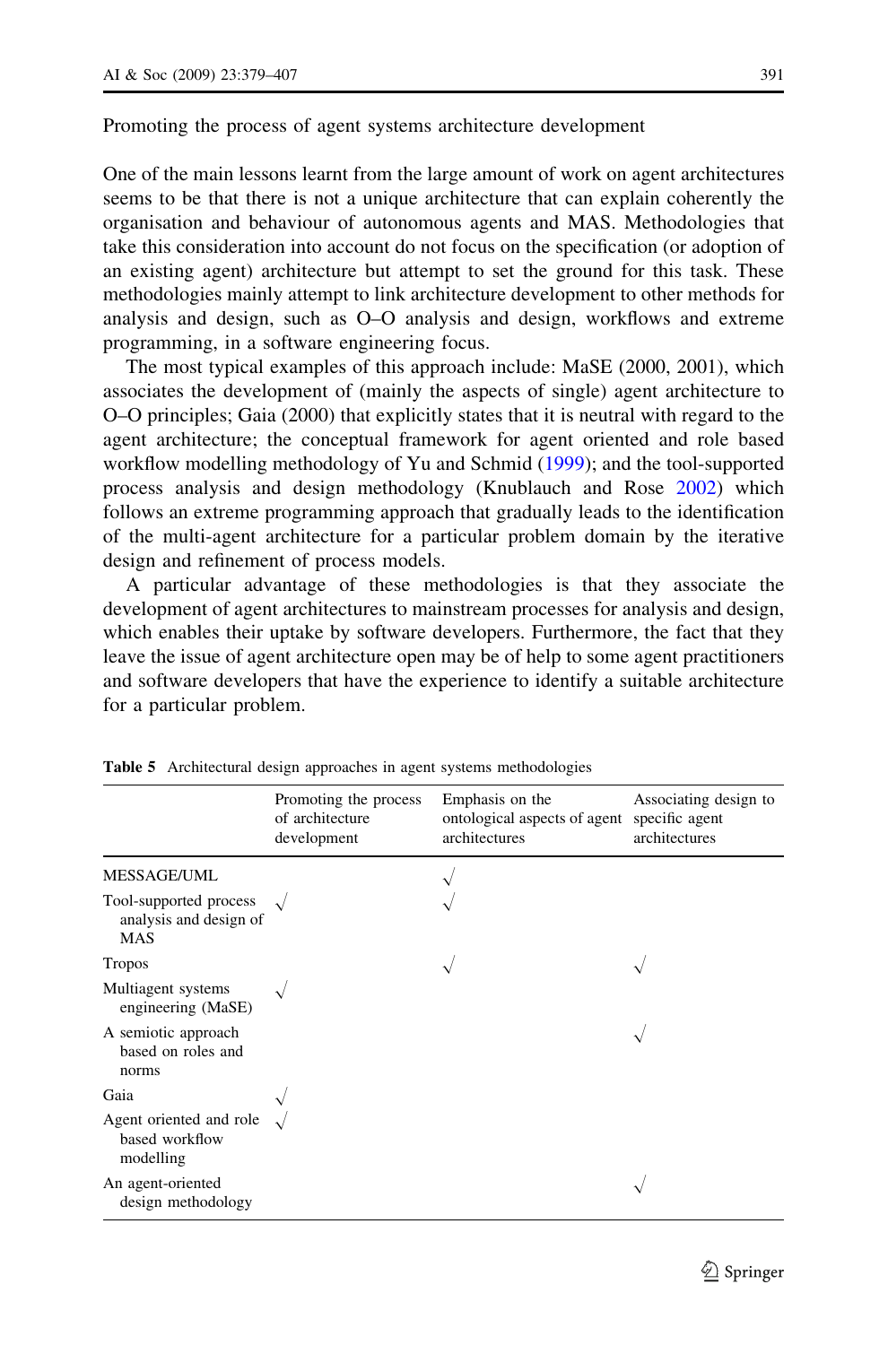Promoting the process of agent systems architecture development

One of the main lessons learnt from the large amount of work on agent architectures seems to be that there is not a unique architecture that can explain coherently the organisation and behaviour of autonomous agents and MAS. Methodologies that take this consideration into account do not focus on the specification (or adoption of an existing agent) architecture but attempt to set the ground for this task. These methodologies mainly attempt to link architecture development to other methods for analysis and design, such as O–O analysis and design, workflows and extreme programming, in a software engineering focus.

The most typical examples of this approach include: MaSE (2000, 2001), which associates the development of (mainly the aspects of single) agent architecture to O–O principles; Gaia (2000) that explicitly states that it is neutral with regard to the agent architecture; the conceptual framework for agent oriented and role based workflow modelling methodology of Yu and Schmid (1999); and the tool-supported process analysis and design methodology (Knublauch and Rose 2002) which follows an extreme programming approach that gradually leads to the identification of the multi-agent architecture for a particular problem domain by the iterative design and refinement of process models.

A particular advantage of these methodologies is that they associate the development of agent architectures to mainstream processes for analysis and design, which enables their uptake by software developers. Furthermore, the fact that they leave the issue of agent architecture open may be of help to some agent practitioners and software developers that have the experience to identify a suitable architecture for a particular problem.

**Table 5** Architectural design approaches in agent systems methodologies

| | Promoting the process of architecture development | Emphasis on the ontological aspects of agent architectures | Associating design to specific agent architectures |
|---|---|---|---|
| MESSAGE/UML | | √ | |
| Tool-supported process analysis and design of MAS | √ | √ | |
| Tropos | | √ | √ |
| Multiagent systems engineering (MaSE) | √ | | |
| A semiotic approach based on roles and norms | | | √ |
| Gaia | √ | | |
| Agent oriented and role based workflow modelling | √ | | |
| An agent-oriented design methodology | | | √ |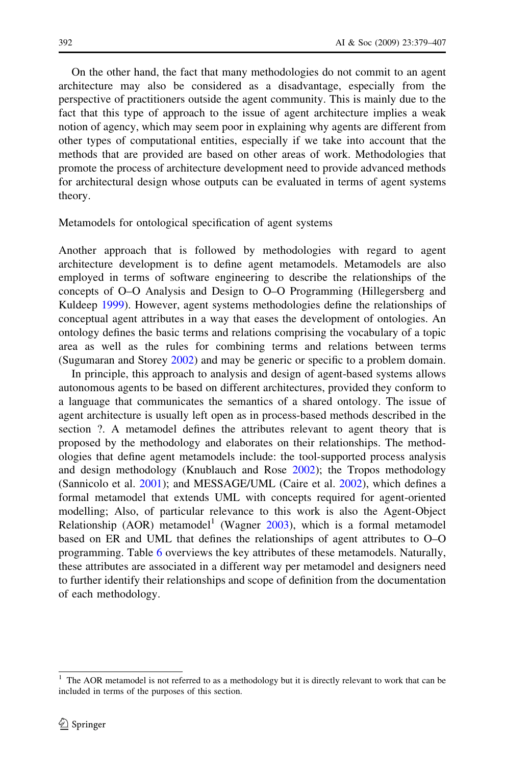On the other hand, the fact that many methodologies do not commit to an agent architecture may also be considered as a disadvantage, especially from the perspective of practitioners outside the agent community. This is mainly due to the fact that this type of approach to the issue of agent architecture implies a weak notion of agency, which may seem poor in explaining why agents are different from other types of computational entities, especially if we take into account that the methods that are provided are based on other areas of work. Methodologies that promote the process of architecture development need to provide advanced methods for architectural design whose outputs can be evaluated in terms of agent systems theory.

### Metamodels for ontological specification of agent systems

Another approach that is followed by methodologies with regard to agent architecture development is to define agent metamodels. Metamodels are also employed in terms of software engineering to describe the relationships of the concepts of O–O Analysis and Design to O–O Programming (Hillegersberg and Kuldeep 1999). However, agent systems methodologies define the relationships of conceptual agent attributes in a way that eases the development of ontologies. An ontology defines the basic terms and relations comprising the vocabulary of a topic area as well as the rules for combining terms and relations between terms (Sugumaran and Storey 2002) and may be generic or specific to a problem domain.

In principle, this approach to analysis and design of agent-based systems allows autonomous agents to be based on different architectures, provided they conform to a language that communicates the semantics of a shared ontology. The issue of agent architecture is usually left open as in process-based methods described in the section ?. A metamodel defines the attributes relevant to agent theory that is proposed by the methodology and elaborates on their relationships. The methodologies that define agent metamodels include: the tool-supported process analysis and design methodology (Knublauch and Rose 2002); the Tropos methodology (Sannicolo et al. 2001); and MESSAGE/UML (Caire et al. 2002), which defines a formal metamodel that extends UML with concepts required for agent-oriented modelling; Also, of particular relevance to this work is also the Agent-Object Relationship (AOR) metamodel[1] (Wagner 2003), which is a formal metamodel based on ER and UML that defines the relationships of agent attributes to O–O programming. Table 6 overviews the key attributes of these metamodels. Naturally, these attributes are associated in a different way per metamodel and designers need to further identify their relationships and scope of definition from the documentation of each methodology.

[1] The AOR metamodel is not referred to as a methodology but it is directly relevant to work that can be included in terms of the purposes of this section.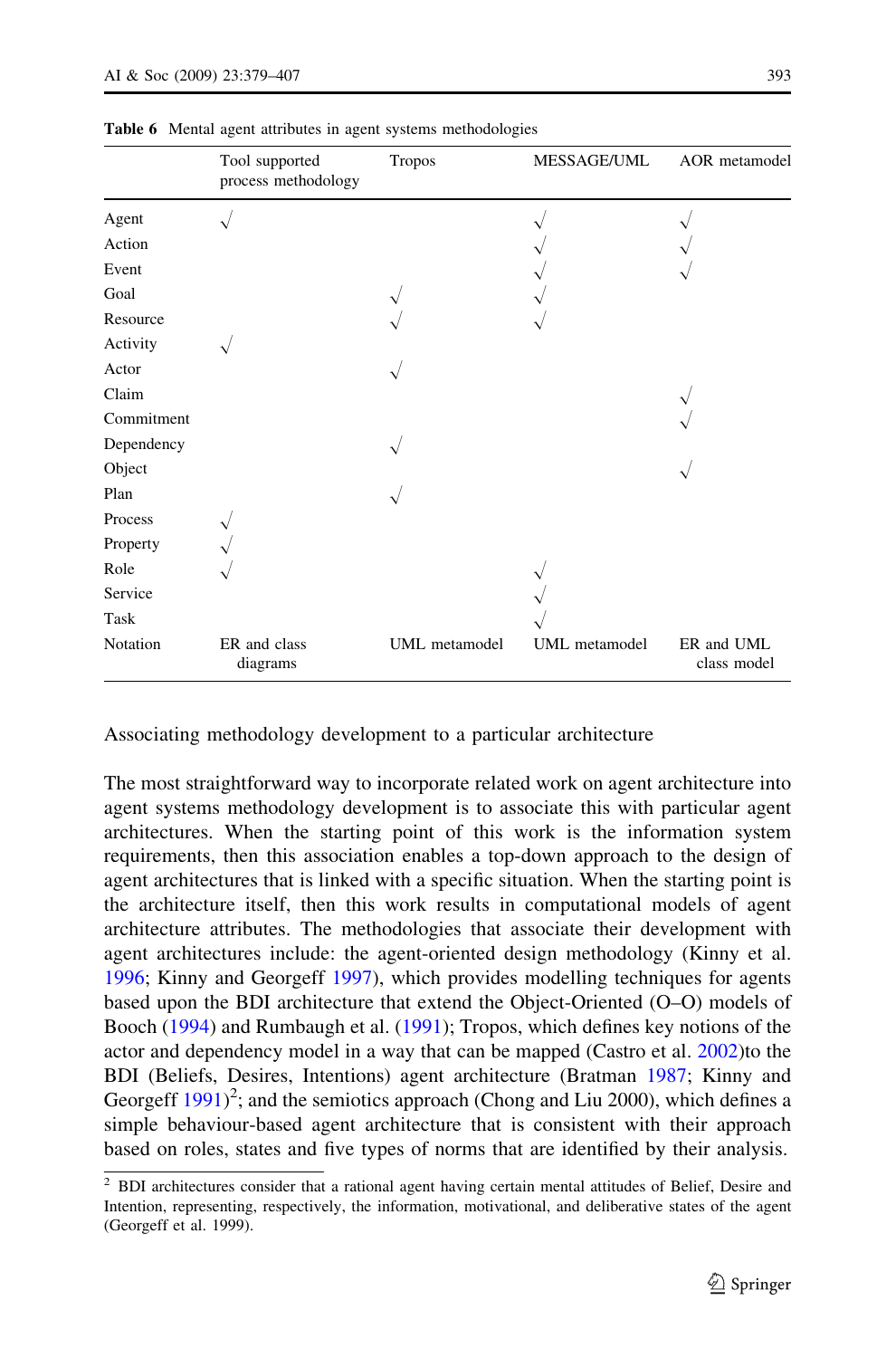Table 6 Mental agent attributes in agent systems methodologies

| | Tool supported process methodology | Tropos | MESSAGE/UML | AOR metamodel |
|---|---|---|---|---|
| Agent | √ | | √ | √ |
| Action | | | √ | √ |
| Event | | | √ | √ |
| Goal | | √ | √ | |
| Resource | | √ | √ | |
| Activity | √ | | | |
| Actor | | √ | | |
| Claim | | | | √ |
| Commitment | | | | √ |
| Dependency | | √ | | |
| Object | | | | √ |
| Plan | | √ | | |
| Process | √ | | | |
| Property | √ | | | |
| Role | √ | | √ | |
| Service | | | √ | |
| Task | | | √ | |
| Notation | ER and class diagrams | UML metamodel | UML metamodel | ER and UML class model |

### Associating methodology development to a particular architecture

The most straightforward way to incorporate related work on agent architecture into agent systems methodology development is to associate this with particular agent architectures. When the starting point of this work is the information system requirements, then this association enables a top-down approach to the design of agent architectures that is linked with a specific situation. When the starting point is the architecture itself, then this work results in computational models of agent architecture attributes. The methodologies that associate their development with agent architectures include: the agent-oriented design methodology (Kinny et al. 1996; Kinny and Georgeff 1997), which provides modelling techniques for agents based upon the BDI architecture that extend the Object-Oriented (O–O) models of Booch (1994) and Rumbaugh et al. (1991); Tropos, which defines key notions of the actor and dependency model in a way that can be mapped (Castro et al. 2002)to the BDI (Beliefs, Desires, Intentions) agent architecture (Bratman 1987; Kinny and Georgeff 1991)[2]; and the semiotics approach (Chong and Liu 2000), which defines a simple behaviour-based agent architecture that is consistent with their approach based on roles, states and five types of norms that are identified by their analysis.

[2] BDI architectures consider that a rational agent having certain mental attitudes of Belief, Desire and Intention, representing, respectively, the information, motivational, and deliberative states of the agent (Georgeff et al. 1999).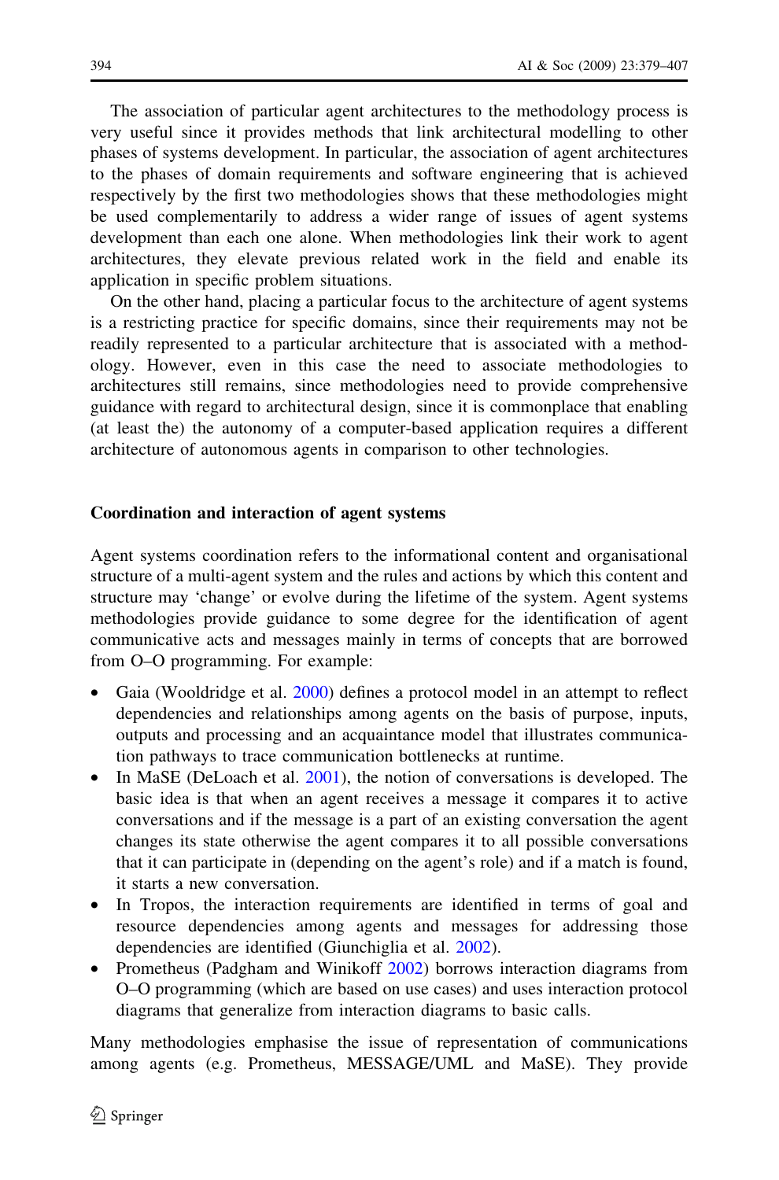The association of particular agent architectures to the methodology process is very useful since it provides methods that link architectural modelling to other phases of systems development. In particular, the association of agent architectures to the phases of domain requirements and software engineering that is achieved respectively by the first two methodologies shows that these methodologies might be used complementarily to address a wider range of issues of agent systems development than each one alone. When methodologies link their work to agent architectures, they elevate previous related work in the field and enable its application in specific problem situations.

On the other hand, placing a particular focus to the architecture of agent systems is a restricting practice for specific domains, since their requirements may not be readily represented to a particular architecture that is associated with a methodology. However, even in this case the need to associate methodologies to architectures still remains, since methodologies need to provide comprehensive guidance with regard to architectural design, since it is commonplace that enabling (at least the) the autonomy of a computer-based application requires a different architecture of autonomous agents in comparison to other technologies.

### Coordination and interaction of agent systems

Agent systems coordination refers to the informational content and organisational structure of a multi-agent system and the rules and actions by which this content and structure may 'change' or evolve during the lifetime of the system. Agent systems methodologies provide guidance to some degree for the identification of agent communicative acts and messages mainly in terms of concepts that are borrowed from O–O programming. For example:

- Gaia (Wooldridge et al. 2000) defines a protocol model in an attempt to reflect dependencies and relationships among agents on the basis of purpose, inputs, outputs and processing and an acquaintance model that illustrates communication pathways to trace communication bottlenecks at runtime.
- In MaSE (DeLoach et al. 2001), the notion of conversations is developed. The basic idea is that when an agent receives a message it compares it to active conversations and if the message is a part of an existing conversation the agent changes its state otherwise the agent compares it to all possible conversations that it can participate in (depending on the agent's role) and if a match is found, it starts a new conversation.
- In Tropos, the interaction requirements are identified in terms of goal and resource dependencies among agents and messages for addressing those dependencies are identified (Giunchiglia et al. 2002).
- Prometheus (Padgham and Winikoff 2002) borrows interaction diagrams from O–O programming (which are based on use cases) and uses interaction protocol diagrams that generalize from interaction diagrams to basic calls.

Many methodologies emphasise the issue of representation of communications among agents (e.g. Prometheus, MESSAGE/UML and MaSE). They provide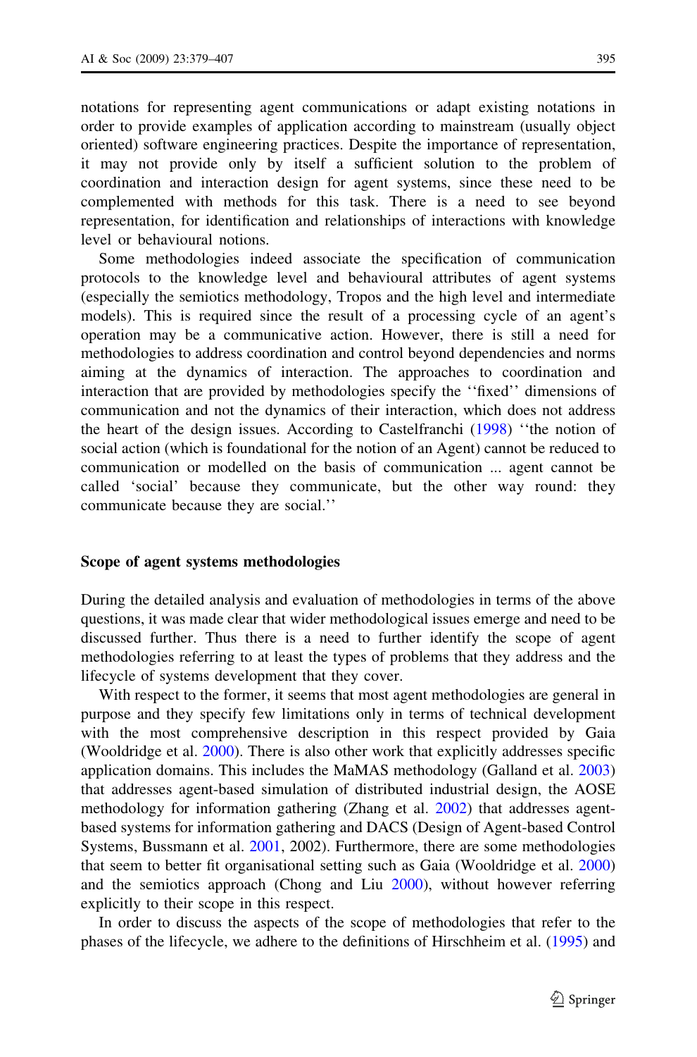notations for representing agent communications or adapt existing notations in order to provide examples of application according to mainstream (usually object oriented) software engineering practices. Despite the importance of representation, it may not provide only by itself a sufficient solution to the problem of coordination and interaction design for agent systems, since these need to be complemented with methods for this task. There is a need to see beyond representation, for identification and relationships of interactions with knowledge level or behavioural notions.

Some methodologies indeed associate the specification of communication protocols to the knowledge level and behavioural attributes of agent systems (especially the semiotics methodology, Tropos and the high level and intermediate models). This is required since the result of a processing cycle of an agent's operation may be a communicative action. However, there is still a need for methodologies to address coordination and control beyond dependencies and norms aiming at the dynamics of interaction. The approaches to coordination and interaction that are provided by methodologies specify the ''fixed'' dimensions of communication and not the dynamics of their interaction, which does not address the heart of the design issues. According to Castelfranchi (1998) ''the notion of social action (which is foundational for the notion of an Agent) cannot be reduced to communication or modelled on the basis of communication ... agent cannot be called 'social' because they communicate, but the other way round: they communicate because they are social.''

## Scope of agent systems methodologies

During the detailed analysis and evaluation of methodologies in terms of the above questions, it was made clear that wider methodological issues emerge and need to be discussed further. Thus there is a need to further identify the scope of agent methodologies referring to at least the types of problems that they address and the lifecycle of systems development that they cover.

With respect to the former, it seems that most agent methodologies are general in purpose and they specify few limitations only in terms of technical development with the most comprehensive description in this respect provided by Gaia (Wooldridge et al. 2000). There is also other work that explicitly addresses specific application domains. This includes the MaMAS methodology (Galland et al. 2003) that addresses agent-based simulation of distributed industrial design, the AOSE methodology for information gathering (Zhang et al. 2002) that addresses agent-based systems for information gathering and DACS (Design of Agent-based Control Systems, Bussmann et al. 2001, 2002). Furthermore, there are some methodologies that seem to better fit organisational setting such as Gaia (Wooldridge et al. 2000) and the semiotics approach (Chong and Liu 2000), without however referring explicitly to their scope in this respect.

In order to discuss the aspects of the scope of methodologies that refer to the phases of the lifecycle, we adhere to the definitions of Hirschheim et al. (1995) and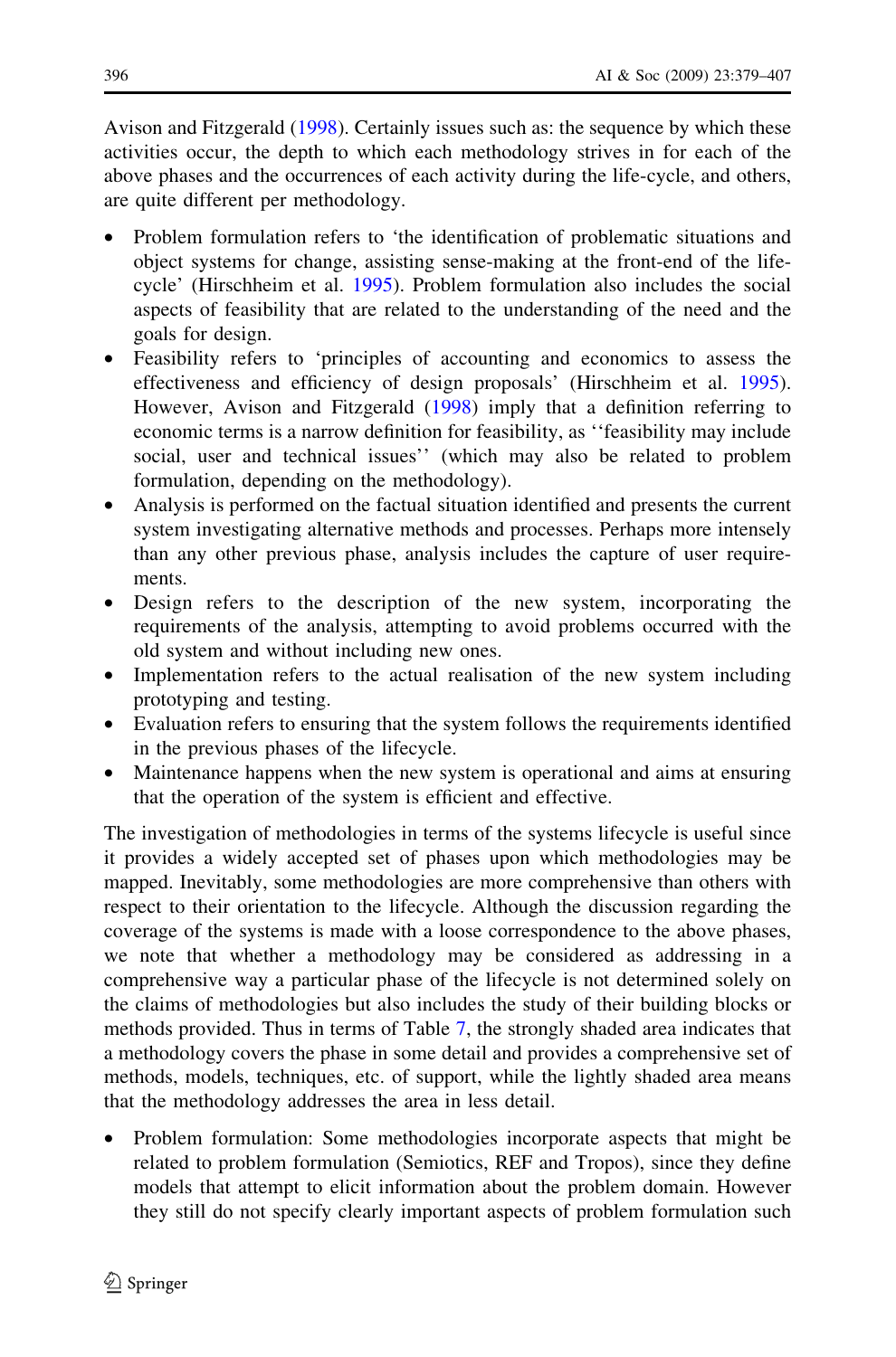Avison and Fitzgerald (1998). Certainly issues such as: the sequence by which these activities occur, the depth to which each methodology strives in for each of the above phases and the occurrences of each activity during the life-cycle, and others, are quite different per methodology.

- Problem formulation refers to 'the identification of problematic situations and object systems for change, assisting sense-making at the front-end of the life-cycle' (Hirschheim et al. 1995). Problem formulation also includes the social aspects of feasibility that are related to the understanding of the need and the goals for design.
- Feasibility refers to 'principles of accounting and economics to assess the effectiveness and efficiency of design proposals' (Hirschheim et al. 1995). However, Avison and Fitzgerald (1998) imply that a definition referring to economic terms is a narrow definition for feasibility, as ''feasibility may include social, user and technical issues'' (which may also be related to problem formulation, depending on the methodology).
- Analysis is performed on the factual situation identified and presents the current system investigating alternative methods and processes. Perhaps more intensely than any other previous phase, analysis includes the capture of user requirements.
- Design refers to the description of the new system, incorporating the requirements of the analysis, attempting to avoid problems occurred with the old system and without including new ones.
- Implementation refers to the actual realisation of the new system including prototyping and testing.
- Evaluation refers to ensuring that the system follows the requirements identified in the previous phases of the lifecycle.
- Maintenance happens when the new system is operational and aims at ensuring that the operation of the system is efficient and effective.

The investigation of methodologies in terms of the systems lifecycle is useful since it provides a widely accepted set of phases upon which methodologies may be mapped. Inevitably, some methodologies are more comprehensive than others with respect to their orientation to the lifecycle. Although the discussion regarding the coverage of the systems is made with a loose correspondence to the above phases, we note that whether a methodology may be considered as addressing in a comprehensive way a particular phase of the lifecycle is not determined solely on the claims of methodologies but also includes the study of their building blocks or methods provided. Thus in terms of Table 7, the strongly shaded area indicates that a methodology covers the phase in some detail and provides a comprehensive set of methods, models, techniques, etc. of support, while the lightly shaded area means that the methodology addresses the area in less detail.

- Problem formulation: Some methodologies incorporate aspects that might be related to problem formulation (Semiotics, REF and Tropos), since they define models that attempt to elicit information about the problem domain. However they still do not specify clearly important aspects of problem formulation such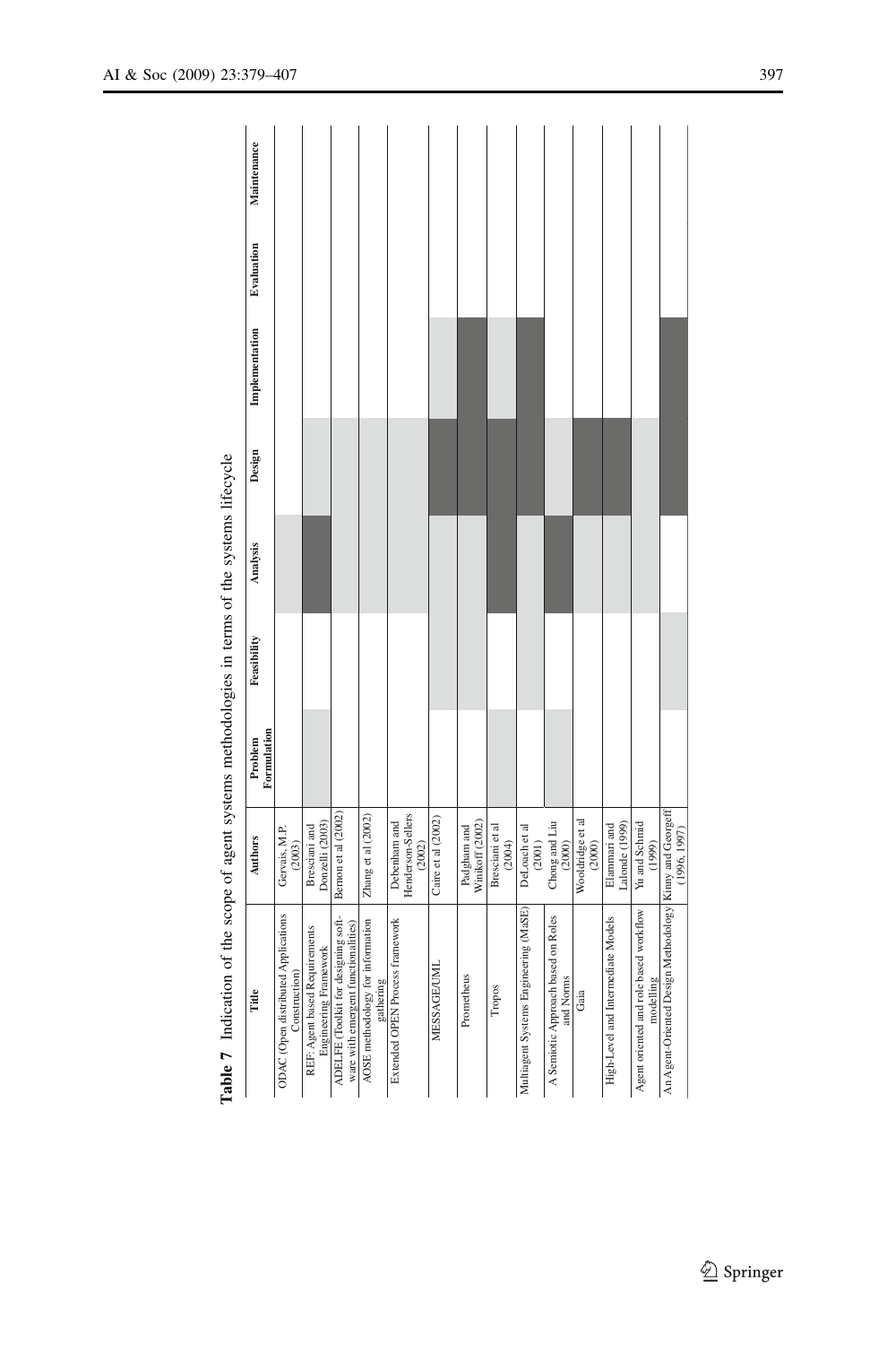**Table 7** Indication of the scope of agent systems methodologies in terms of the systems lifecycle

| Title | Authors | Problem Formulation | Feasibility | Analysis | Design | Implementation | Evaluation | Maintenance |
|---|---|---|---|---|---|---|---|---|
| ODAC (Open distributed Applications Construction) | Gervais, M.P. (2003) | | | ░ | | | | |
| REF: Agent based Requirements Engineering Framework | Bresciani and Donzelli (2003) | ░ | | █ | | | | |
| ADELFE (Toolkit for designing software with emergent functionalities) | Bernon et al (2002) | | | ░ | ░ | | | |
| AOSE methodology for information gathering | Zhang et al (2002) | | | ░ | ░ | | | |
| Extended OPEN Process framework | Debenham and Henderson-Sellers (2002) | | | ░ | ░ | | | |
| MESSAGE/UML | Caire et al (2002) | | ░ | ░ | █ | ░ | | |
| Prometheus | Padgham and Winikoff (2002) | | ░ | ░ | █ | █ | | |
| Tropos | Bresciani et al (2004) | ░ | | █ | █ | ░ | | |
| Multiagent Systems Engineering (MaSE) | DeLoach et al (2001) | | ░ | ░ | █ | █ | | |
| A Semiotic Approach based on Roles and Norms | Chong and Liu (2000) | ░ | | █ | ░ | | | |
| Gaia | Wooldridge et al (2000) | | | ░ | █ | | | |
| High-Level and Intermediate Models | Elammari and Lalonde (1999) | | | ░ | █ | | | |
| Agent oriented and role based workflow modelling | Yu and Schmid (1999) | | | ░ | ░ | | | |
| An Agent-Oriented Design Methodology | Kinny and Georgeff (1996, 1997) | | ░ | | █ | █ | | |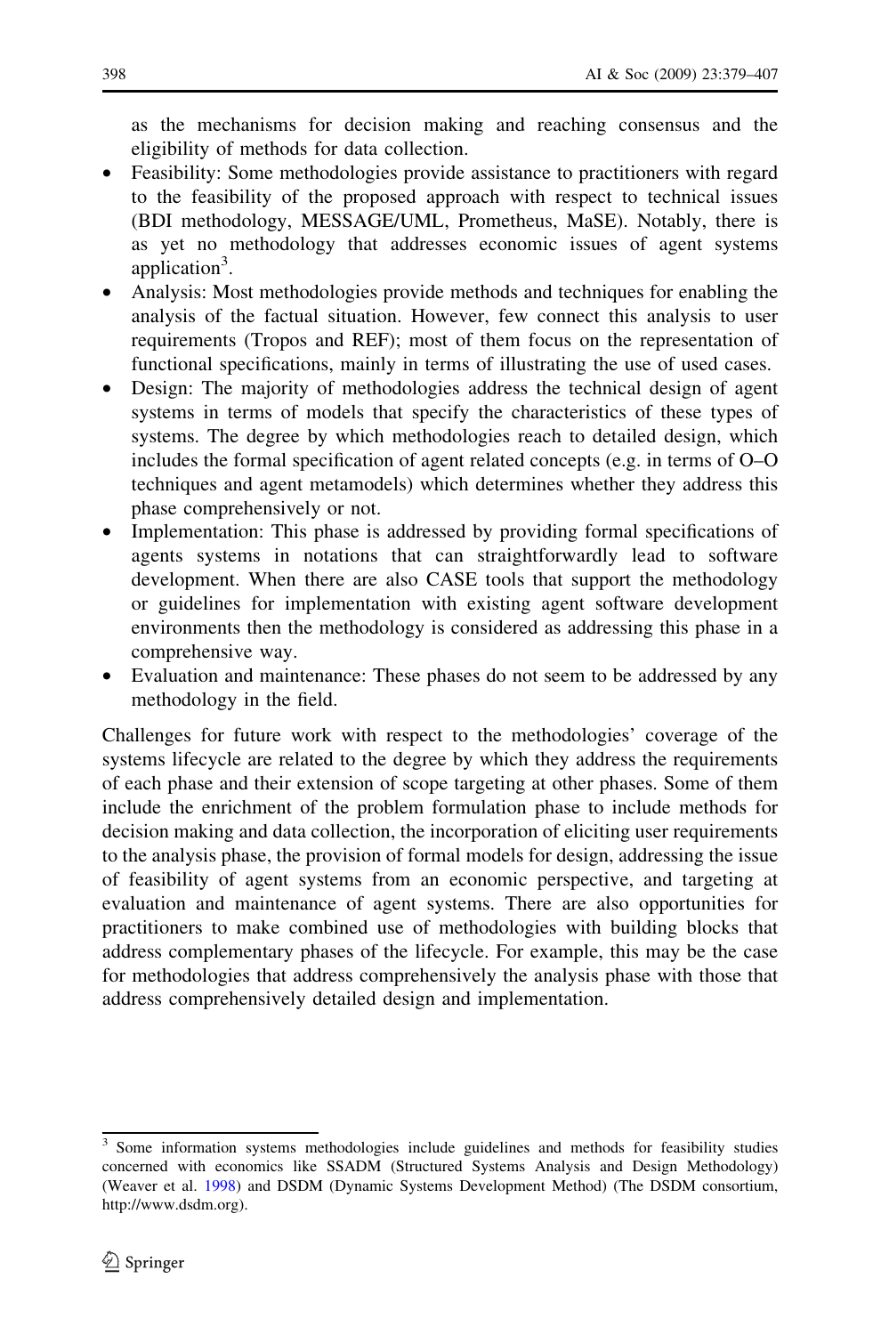as the mechanisms for decision making and reaching consensus and the eligibility of methods for data collection.

- Feasibility: Some methodologies provide assistance to practitioners with regard to the feasibility of the proposed approach with respect to technical issues (BDI methodology, MESSAGE/UML, Prometheus, MaSE). Notably, there is as yet no methodology that addresses economic issues of agent systems application[3].
- Analysis: Most methodologies provide methods and techniques for enabling the analysis of the factual situation. However, few connect this analysis to user requirements (Tropos and REF); most of them focus on the representation of functional specifications, mainly in terms of illustrating the use of used cases.
- Design: The majority of methodologies address the technical design of agent systems in terms of models that specify the characteristics of these types of systems. The degree by which methodologies reach to detailed design, which includes the formal specification of agent related concepts (e.g. in terms of O–O techniques and agent metamodels) which determines whether they address this phase comprehensively or not.
- Implementation: This phase is addressed by providing formal specifications of agents systems in notations that can straightforwardly lead to software development. When there are also CASE tools that support the methodology or guidelines for implementation with existing agent software development environments then the methodology is considered as addressing this phase in a comprehensive way.
- Evaluation and maintenance: These phases do not seem to be addressed by any methodology in the field.

Challenges for future work with respect to the methodologies' coverage of the systems lifecycle are related to the degree by which they address the requirements of each phase and their extension of scope targeting at other phases. Some of them include the enrichment of the problem formulation phase to include methods for decision making and data collection, the incorporation of eliciting user requirements to the analysis phase, the provision of formal models for design, addressing the issue of feasibility of agent systems from an economic perspective, and targeting at evaluation and maintenance of agent systems. There are also opportunities for practitioners to make combined use of methodologies with building blocks that address complementary phases of the lifecycle. For example, this may be the case for methodologies that address comprehensively the analysis phase with those that address comprehensively detailed design and implementation.

[3] Some information systems methodologies include guidelines and methods for feasibility studies concerned with economics like SSADM (Structured Systems Analysis and Design Methodology) (Weaver et al. 1998) and DSDM (Dynamic Systems Development Method) (The DSDM consortium, http://www.dsdm.org).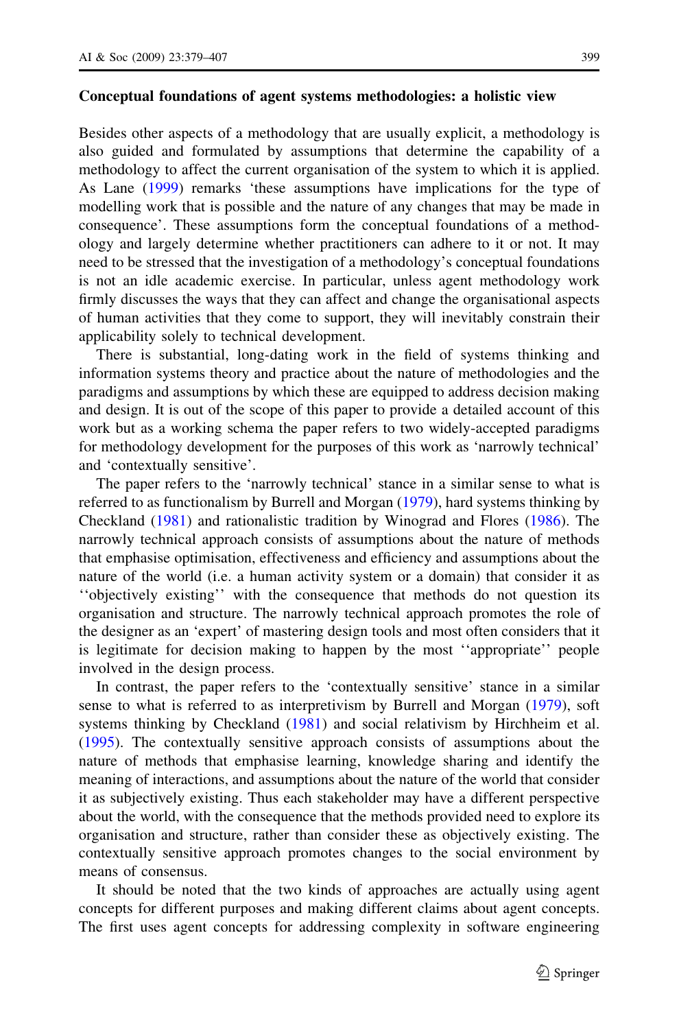**Conceptual foundations of agent systems methodologies: a holistic view**

Besides other aspects of a methodology that are usually explicit, a methodology is also guided and formulated by assumptions that determine the capability of a methodology to affect the current organisation of the system to which it is applied. As Lane (1999) remarks 'these assumptions have implications for the type of modelling work that is possible and the nature of any changes that may be made in consequence'. These assumptions form the conceptual foundations of a methodology and largely determine whether practitioners can adhere to it or not. It may need to be stressed that the investigation of a methodology's conceptual foundations is not an idle academic exercise. In particular, unless agent methodology work firmly discusses the ways that they can affect and change the organisational aspects of human activities that they come to support, they will inevitably constrain their applicability solely to technical development.

There is substantial, long-dating work in the field of systems thinking and information systems theory and practice about the nature of methodologies and the paradigms and assumptions by which these are equipped to address decision making and design. It is out of the scope of this paper to provide a detailed account of this work but as a working schema the paper refers to two widely-accepted paradigms for methodology development for the purposes of this work as 'narrowly technical' and 'contextually sensitive'.

The paper refers to the 'narrowly technical' stance in a similar sense to what is referred to as functionalism by Burrell and Morgan (1979), hard systems thinking by Checkland (1981) and rationalistic tradition by Winograd and Flores (1986). The narrowly technical approach consists of assumptions about the nature of methods that emphasise optimisation, effectiveness and efficiency and assumptions about the nature of the world (i.e. a human activity system or a domain) that consider it as ''objectively existing'' with the consequence that methods do not question its organisation and structure. The narrowly technical approach promotes the role of the designer as an 'expert' of mastering design tools and most often considers that it is legitimate for decision making to happen by the most ''appropriate'' people involved in the design process.

In contrast, the paper refers to the 'contextually sensitive' stance in a similar sense to what is referred to as interpretivism by Burrell and Morgan (1979), soft systems thinking by Checkland (1981) and social relativism by Hirchheim et al. (1995). The contextually sensitive approach consists of assumptions about the nature of methods that emphasise learning, knowledge sharing and identify the meaning of interactions, and assumptions about the nature of the world that consider it as subjectively existing. Thus each stakeholder may have a different perspective about the world, with the consequence that the methods provided need to explore its organisation and structure, rather than consider these as objectively existing. The contextually sensitive approach promotes changes to the social environment by means of consensus.

It should be noted that the two kinds of approaches are actually using agent concepts for different purposes and making different claims about agent concepts. The first uses agent concepts for addressing complexity in software engineering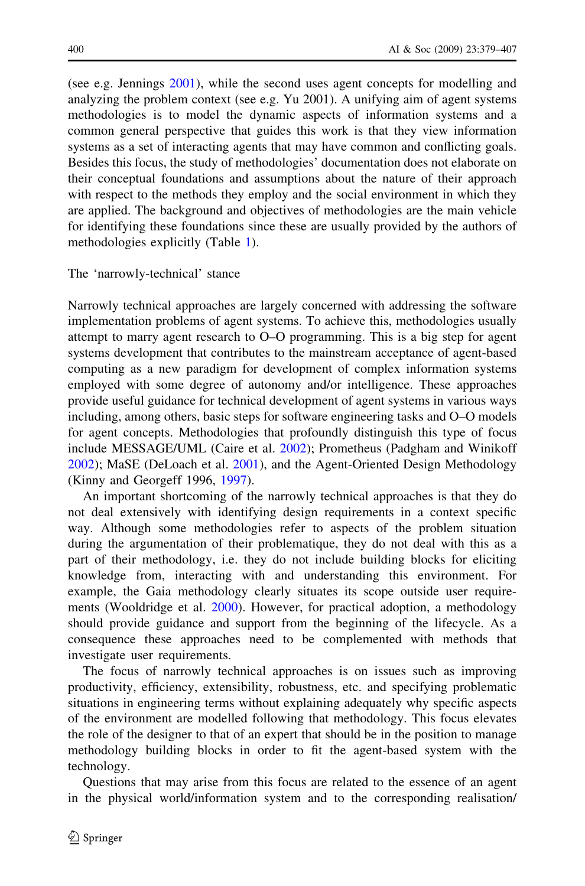(see e.g. Jennings 2001), while the second uses agent concepts for modelling and analyzing the problem context (see e.g. Yu 2001). A unifying aim of agent systems methodologies is to model the dynamic aspects of information systems and a common general perspective that guides this work is that they view information systems as a set of interacting agents that may have common and conflicting goals. Besides this focus, the study of methodologies' documentation does not elaborate on their conceptual foundations and assumptions about the nature of their approach with respect to the methods they employ and the social environment in which they are applied. The background and objectives of methodologies are the main vehicle for identifying these foundations since these are usually provided by the authors of methodologies explicitly (Table 1).

## The 'narrowly-technical' stance

Narrowly technical approaches are largely concerned with addressing the software implementation problems of agent systems. To achieve this, methodologies usually attempt to marry agent research to O–O programming. This is a big step for agent systems development that contributes to the mainstream acceptance of agent-based computing as a new paradigm for development of complex information systems employed with some degree of autonomy and/or intelligence. These approaches provide useful guidance for technical development of agent systems in various ways including, among others, basic steps for software engineering tasks and O–O models for agent concepts. Methodologies that profoundly distinguish this type of focus include MESSAGE/UML (Caire et al. 2002); Prometheus (Padgham and Winikoff 2002); MaSE (DeLoach et al. 2001), and the Agent-Oriented Design Methodology (Kinny and Georgeff 1996, 1997).

An important shortcoming of the narrowly technical approaches is that they do not deal extensively with identifying design requirements in a context specific way. Although some methodologies refer to aspects of the problem situation during the argumentation of their problematique, they do not deal with this as a part of their methodology, i.e. they do not include building blocks for eliciting knowledge from, interacting with and understanding this environment. For example, the Gaia methodology clearly situates its scope outside user requirements (Wooldridge et al. 2000). However, for practical adoption, a methodology should provide guidance and support from the beginning of the lifecycle. As a consequence these approaches need to be complemented with methods that investigate user requirements.

The focus of narrowly technical approaches is on issues such as improving productivity, efficiency, extensibility, robustness, etc. and specifying problematic situations in engineering terms without explaining adequately why specific aspects of the environment are modelled following that methodology. This focus elevates the role of the designer to that of an expert that should be in the position to manage methodology building blocks in order to fit the agent-based system with the technology.

Questions that may arise from this focus are related to the essence of an agent in the physical world/information system and to the corresponding realisation/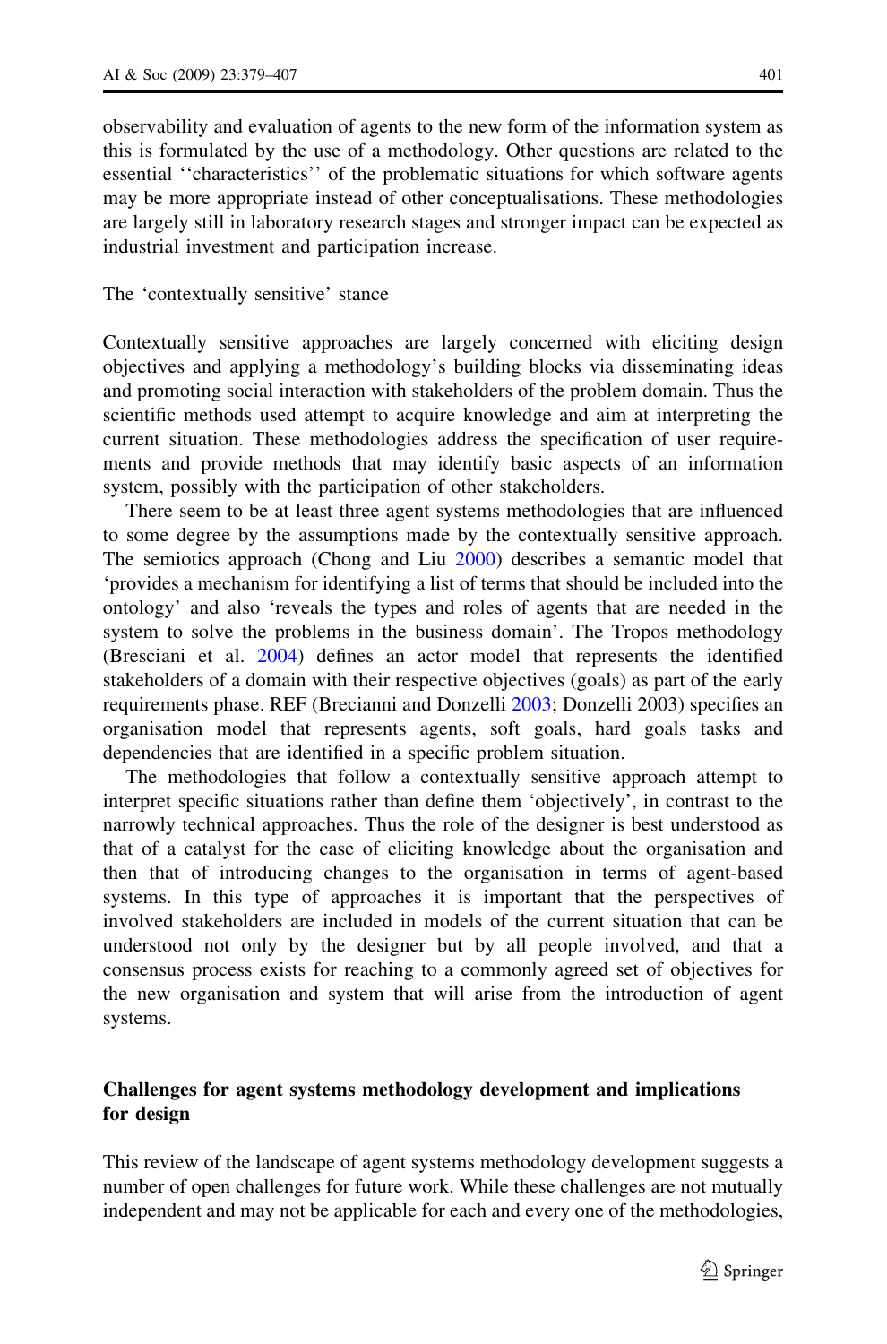observability and evaluation of agents to the new form of the information system as this is formulated by the use of a methodology. Other questions are related to the essential ''characteristics'' of the problematic situations for which software agents may be more appropriate instead of other conceptualisations. These methodologies are largely still in laboratory research stages and stronger impact can be expected as industrial investment and participation increase.

The 'contextually sensitive' stance

Contextually sensitive approaches are largely concerned with eliciting design objectives and applying a methodology's building blocks via disseminating ideas and promoting social interaction with stakeholders of the problem domain. Thus the scientific methods used attempt to acquire knowledge and aim at interpreting the current situation. These methodologies address the specification of user requirements and provide methods that may identify basic aspects of an information system, possibly with the participation of other stakeholders.

There seem to be at least three agent systems methodologies that are influenced to some degree by the assumptions made by the contextually sensitive approach. The semiotics approach (Chong and Liu 2000) describes a semantic model that 'provides a mechanism for identifying a list of terms that should be included into the ontology' and also 'reveals the types and roles of agents that are needed in the system to solve the problems in the business domain'. The Tropos methodology (Bresciani et al. 2004) defines an actor model that represents the identified stakeholders of a domain with their respective objectives (goals) as part of the early requirements phase. REF (Brecianni and Donzelli 2003; Donzelli 2003) specifies an organisation model that represents agents, soft goals, hard goals tasks and dependencies that are identified in a specific problem situation.

The methodologies that follow a contextually sensitive approach attempt to interpret specific situations rather than define them 'objectively', in contrast to the narrowly technical approaches. Thus the role of the designer is best understood as that of a catalyst for the case of eliciting knowledge about the organisation and then that of introducing changes to the organisation in terms of agent-based systems. In this type of approaches it is important that the perspectives of involved stakeholders are included in models of the current situation that can be understood not only by the designer but by all people involved, and that a consensus process exists for reaching to a commonly agreed set of objectives for the new organisation and system that will arise from the introduction of agent systems.

## Challenges for agent systems methodology development and implications for design

This review of the landscape of agent systems methodology development suggests a number of open challenges for future work. While these challenges are not mutually independent and may not be applicable for each and every one of the methodologies,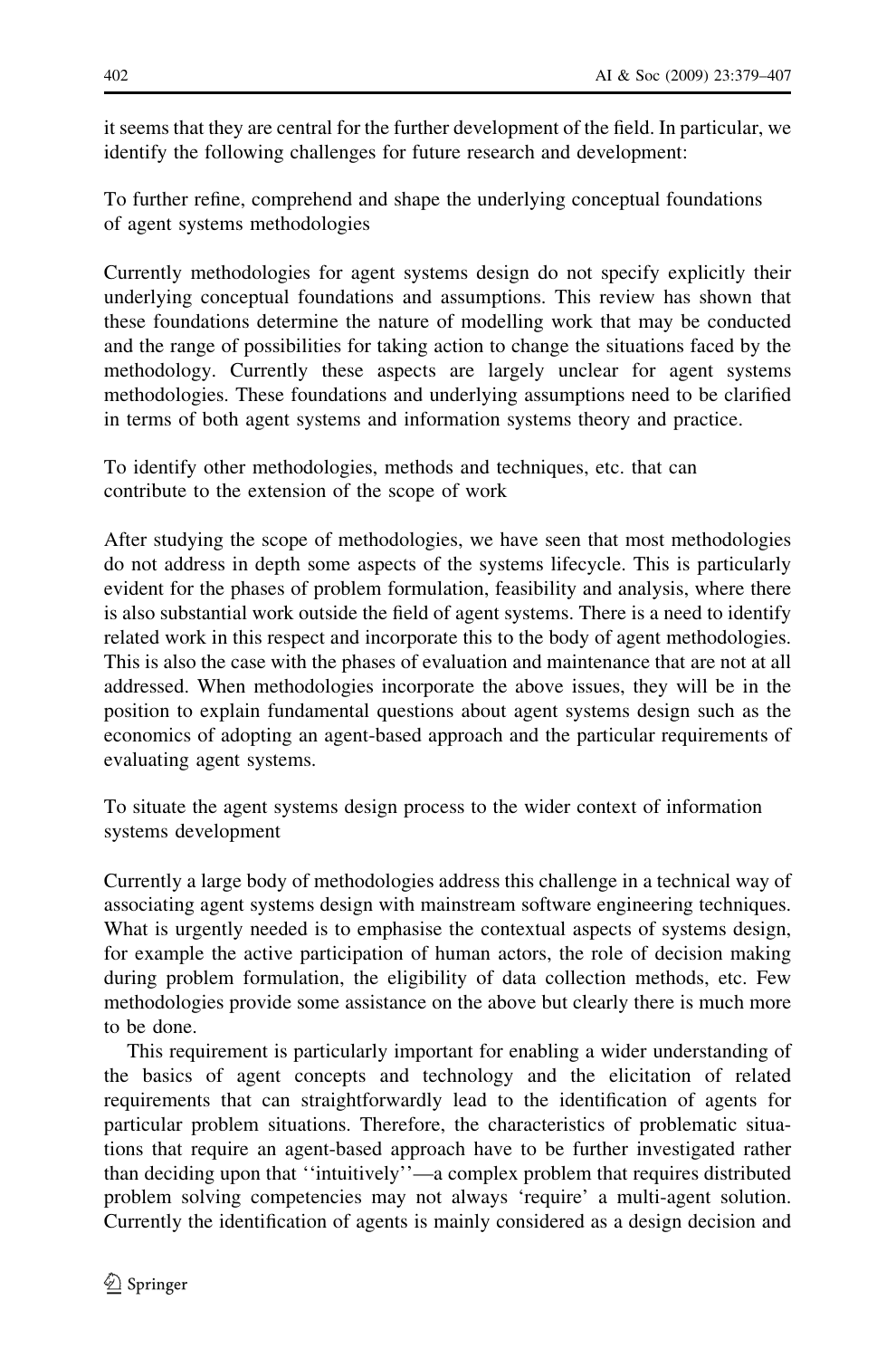it seems that they are central for the further development of the field. In particular, we identify the following challenges for future research and development:

To further refine, comprehend and shape the underlying conceptual foundations of agent systems methodologies

Currently methodologies for agent systems design do not specify explicitly their underlying conceptual foundations and assumptions. This review has shown that these foundations determine the nature of modelling work that may be conducted and the range of possibilities for taking action to change the situations faced by the methodology. Currently these aspects are largely unclear for agent systems methodologies. These foundations and underlying assumptions need to be clarified in terms of both agent systems and information systems theory and practice.

To identify other methodologies, methods and techniques, etc. that can contribute to the extension of the scope of work

After studying the scope of methodologies, we have seen that most methodologies do not address in depth some aspects of the systems lifecycle. This is particularly evident for the phases of problem formulation, feasibility and analysis, where there is also substantial work outside the field of agent systems. There is a need to identify related work in this respect and incorporate this to the body of agent methodologies. This is also the case with the phases of evaluation and maintenance that are not at all addressed. When methodologies incorporate the above issues, they will be in the position to explain fundamental questions about agent systems design such as the economics of adopting an agent-based approach and the particular requirements of evaluating agent systems.

To situate the agent systems design process to the wider context of information systems development

Currently a large body of methodologies address this challenge in a technical way of associating agent systems design with mainstream software engineering techniques. What is urgently needed is to emphasise the contextual aspects of systems design, for example the active participation of human actors, the role of decision making during problem formulation, the eligibility of data collection methods, etc. Few methodologies provide some assistance on the above but clearly there is much more to be done.

This requirement is particularly important for enabling a wider understanding of the basics of agent concepts and technology and the elicitation of related requirements that can straightforwardly lead to the identification of agents for particular problem situations. Therefore, the characteristics of problematic situations that require an agent-based approach have to be further investigated rather than deciding upon that ''intuitively''—a complex problem that requires distributed problem solving competencies may not always 'require' a multi-agent solution. Currently the identification of agents is mainly considered as a design decision and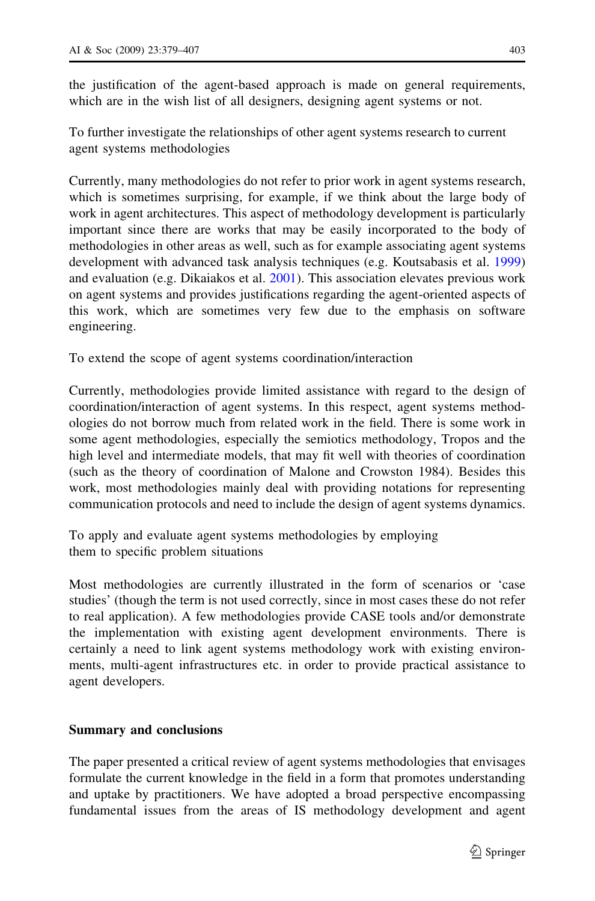the justification of the agent-based approach is made on general requirements, which are in the wish list of all designers, designing agent systems or not.

To further investigate the relationships of other agent systems research to current agent systems methodologies

Currently, many methodologies do not refer to prior work in agent systems research, which is sometimes surprising, for example, if we think about the large body of work in agent architectures. This aspect of methodology development is particularly important since there are works that may be easily incorporated to the body of methodologies in other areas as well, such as for example associating agent systems development with advanced task analysis techniques (e.g. Koutsabasis et al. 1999) and evaluation (e.g. Dikaiakos et al. 2001). This association elevates previous work on agent systems and provides justifications regarding the agent-oriented aspects of this work, which are sometimes very few due to the emphasis on software engineering.

To extend the scope of agent systems coordination/interaction

Currently, methodologies provide limited assistance with regard to the design of coordination/interaction of agent systems. In this respect, agent systems methodologies do not borrow much from related work in the field. There is some work in some agent methodologies, especially the semiotics methodology, Tropos and the high level and intermediate models, that may fit well with theories of coordination (such as the theory of coordination of Malone and Crowston 1984). Besides this work, most methodologies mainly deal with providing notations for representing communication protocols and need to include the design of agent systems dynamics.

To apply and evaluate agent systems methodologies by employing them to specific problem situations

Most methodologies are currently illustrated in the form of scenarios or 'case studies' (though the term is not used correctly, since in most cases these do not refer to real application). A few methodologies provide CASE tools and/or demonstrate the implementation with existing agent development environments. There is certainly a need to link agent systems methodology work with existing environments, multi-agent infrastructures etc. in order to provide practical assistance to agent developers.

## Summary and conclusions

The paper presented a critical review of agent systems methodologies that envisages formulate the current knowledge in the field in a form that promotes understanding and uptake by practitioners. We have adopted a broad perspective encompassing fundamental issues from the areas of IS methodology development and agent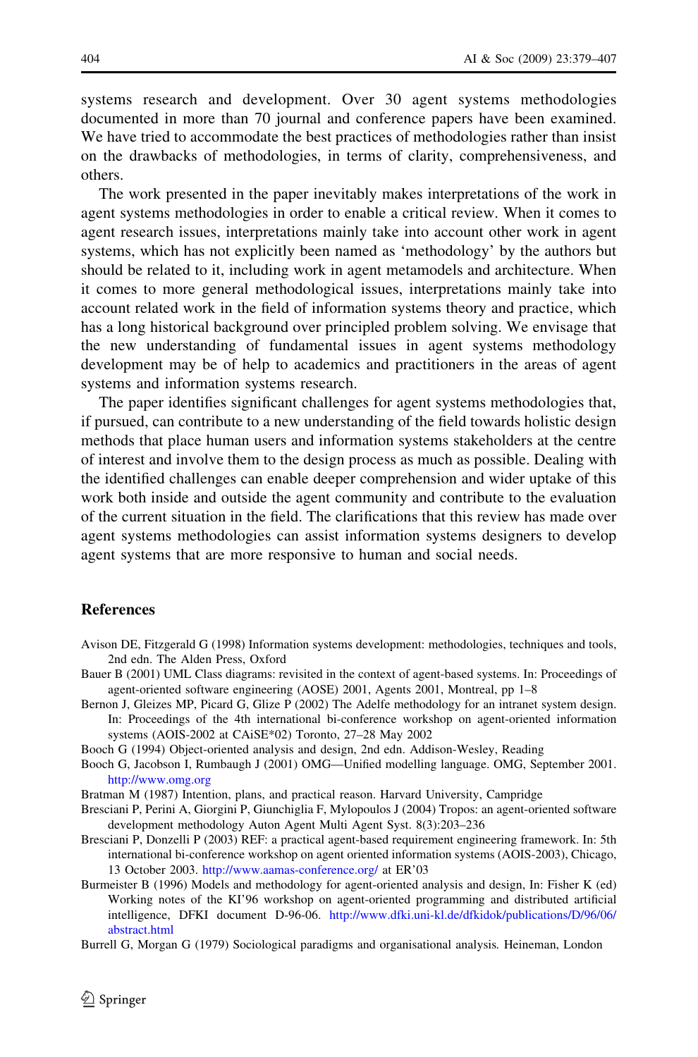systems research and development. Over 30 agent systems methodologies documented in more than 70 journal and conference papers have been examined. We have tried to accommodate the best practices of methodologies rather than insist on the drawbacks of methodologies, in terms of clarity, comprehensiveness, and others.

The work presented in the paper inevitably makes interpretations of the work in agent systems methodologies in order to enable a critical review. When it comes to agent research issues, interpretations mainly take into account other work in agent systems, which has not explicitly been named as 'methodology' by the authors but should be related to it, including work in agent metamodels and architecture. When it comes to more general methodological issues, interpretations mainly take into account related work in the field of information systems theory and practice, which has a long historical background over principled problem solving. We envisage that the new understanding of fundamental issues in agent systems methodology development may be of help to academics and practitioners in the areas of agent systems and information systems research.

The paper identifies significant challenges for agent systems methodologies that, if pursued, can contribute to a new understanding of the field towards holistic design methods that place human users and information systems stakeholders at the centre of interest and involve them to the design process as much as possible. Dealing with the identified challenges can enable deeper comprehension and wider uptake of this work both inside and outside the agent community and contribute to the evaluation of the current situation in the field. The clarifications that this review has made over agent systems methodologies can assist information systems designers to develop agent systems that are more responsive to human and social needs.

## References

Avison DE, Fitzgerald G (1998) Information systems development: methodologies, techniques and tools, 2nd edn. The Alden Press, Oxford

Bauer B (2001) UML Class diagrams: revisited in the context of agent-based systems. In: Proceedings of agent-oriented software engineering (AOSE) 2001, Agents 2001, Montreal, pp 1–8

Bernon J, Gleizes MP, Picard G, Glize P (2002) The Adelfe methodology for an intranet system design. In: Proceedings of the 4th international bi-conference workshop on agent-oriented information systems (AOIS-2002 at CAiSE*02) Toronto, 27–28 May 2002

Booch G (1994) Object-oriented analysis and design, 2nd edn. Addison-Wesley, Reading

Booch G, Jacobson I, Rumbaugh J (2001) OMG—Unified modelling language. OMG, September 2001. http://www.omg.org

Bratman M (1987) Intention, plans, and practical reason. Harvard University, Campridge

Bresciani P, Perini A, Giorgini P, Giunchiglia F, Mylopoulos J (2004) Tropos: an agent-oriented software development methodology Auton Agent Multi Agent Syst. 8(3):203–236

Bresciani P, Donzelli P (2003) REF: a practical agent-based requirement engineering framework. In: 5th international bi-conference workshop on agent oriented information systems (AOIS-2003), Chicago, 13 October 2003. http://www.aamas-conference.org/ at ER'03

Burmeister B (1996) Models and methodology for agent-oriented analysis and design, In: Fisher K (ed) Working notes of the KI'96 workshop on agent-oriented programming and distributed artificial intelligence, DFKI document D-96-06. http://www.dfki.uni-kl.de/dfkidok/publications/D/96/06/abstract.html

Burrell G, Morgan G (1979) Sociological paradigms and organisational analysis. Heineman, London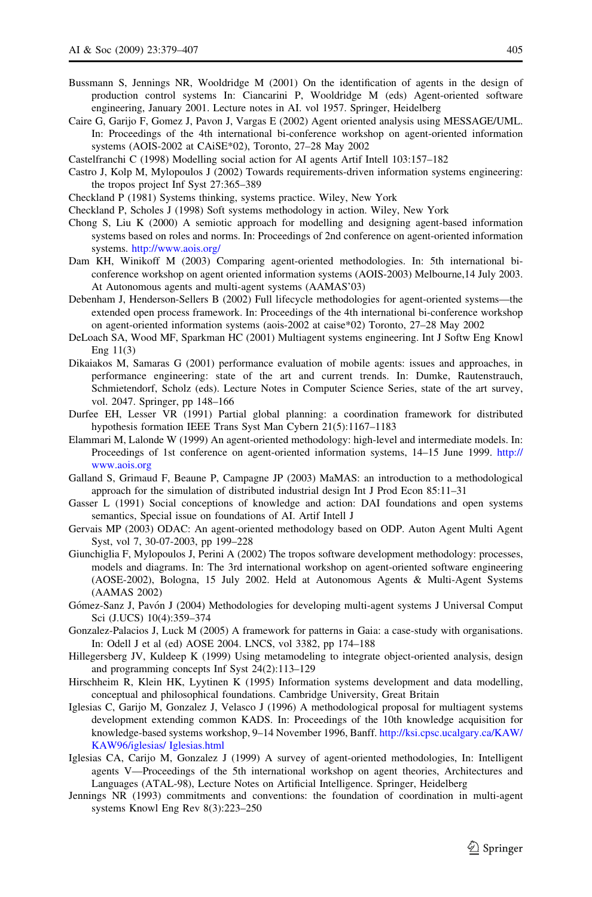Bussmann S, Jennings NR, Wooldridge M (2001) On the identification of agents in the design of production control systems In: Ciancarini P, Wooldridge M (eds) Agent-oriented software engineering, January 2001. Lecture notes in AI. vol 1957. Springer, Heidelberg

Caire G, Garijo F, Gomez J, Pavon J, Vargas E (2002) Agent oriented analysis using MESSAGE/UML. In: Proceedings of the 4th international bi-conference workshop on agent-oriented information systems (AOIS-2002 at CAiSE*02), Toronto, 27–28 May 2002

Castelfranchi C (1998) Modelling social action for AI agents Artif Intell 103:157–182

Castro J, Kolp M, Mylopoulos J (2002) Towards requirements-driven information systems engineering: the tropos project Inf Syst 27:365–389

Checkland P (1981) Systems thinking, systems practice. Wiley, New York

Checkland P, Scholes J (1998) Soft systems methodology in action. Wiley, New York

Chong S, Liu K (2000) A semiotic approach for modelling and designing agent-based information systems based on roles and norms. In: Proceedings of 2nd conference on agent-oriented information systems. http://www.aois.org/

Dam KH, Winikoff M (2003) Comparing agent-oriented methodologies. In: 5th international bi-conference workshop on agent oriented information systems (AOIS-2003) Melbourne,14 July 2003. At Autonomous agents and multi-agent systems (AAMAS'03)

Debenham J, Henderson-Sellers B (2002) Full lifecycle methodologies for agent-oriented systems—the extended open process framework. In: Proceedings of the 4th international bi-conference workshop on agent-oriented information systems (aois-2002 at caise*02) Toronto, 27–28 May 2002

DeLoach SA, Wood MF, Sparkman HC (2001) Multiagent systems engineering. Int J Softw Eng Knowl Eng 11(3)

Dikaiakos M, Samaras G (2001) performance evaluation of mobile agents: issues and approaches, in performance engineering: state of the art and current trends. In: Dumke, Rautenstrauch, Schmietendorf, Scholz (eds). Lecture Notes in Computer Science Series, state of the art survey, vol. 2047. Springer, pp 148–166

Durfee EH, Lesser VR (1991) Partial global planning: a coordination framework for distributed hypothesis formation IEEE Trans Syst Man Cybern 21(5):1167–1183

Elammari M, Lalonde W (1999) An agent-oriented methodology: high-level and intermediate models. In: Proceedings of 1st conference on agent-oriented information systems, 14–15 June 1999. http://www.aois.org

Galland S, Grimaud F, Beaune P, Campagne JP (2003) MaMAS: an introduction to a methodological approach for the simulation of distributed industrial design Int J Prod Econ 85:11–31

Gasser L (1991) Social conceptions of knowledge and action: DAI foundations and open systems semantics, Special issue on foundations of AI. Artif Intell J

Gervais MP (2003) ODAC: An agent-oriented methodology based on ODP. Auton Agent Multi Agent Syst, vol 7, 30-07-2003, pp 199–228

Giunchiglia F, Mylopoulos J, Perini A (2002) The tropos software development methodology: processes, models and diagrams. In: The 3rd international workshop on agent-oriented software engineering (AOSE-2002), Bologna, 15 July 2002. Held at Autonomous Agents & Multi-Agent Systems (AAMAS 2002)

Gómez-Sanz J, Pavón J (2004) Methodologies for developing multi-agent systems J Universal Comput Sci (J.UCS) 10(4):359–374

Gonzalez-Palacios J, Luck M (2005) A framework for patterns in Gaia: a case-study with organisations. In: Odell J et al (ed) AOSE 2004. LNCS, vol 3382, pp 174–188

Hillegersberg JV, Kuldeep K (1999) Using metamodeling to integrate object-oriented analysis, design and programming concepts Inf Syst 24(2):113–129

Hirschheim R, Klein HK, Lyytinen K (1995) Information systems development and data modelling, conceptual and philosophical foundations. Cambridge University, Great Britain

Iglesias C, Garijo M, Gonzalez J, Velasco J (1996) A methodological proposal for multiagent systems development extending common KADS. In: Proceedings of the 10th knowledge acquisition for knowledge-based systems workshop, 9–14 November 1996, Banff. http://ksi.cpsc.ucalgary.ca/KAW/KAW96/iglesias/ Iglesias.html

Iglesias CA, Carijo M, Gonzalez J (1999) A survey of agent-oriented methodologies, In: Intelligent agents V—Proceedings of the 5th international workshop on agent theories, Architectures and Languages (ATAL-98), Lecture Notes on Artificial Intelligence. Springer, Heidelberg

Jennings NR (1993) commitments and conventions: the foundation of coordination in multi-agent systems Knowl Eng Rev 8(3):223–250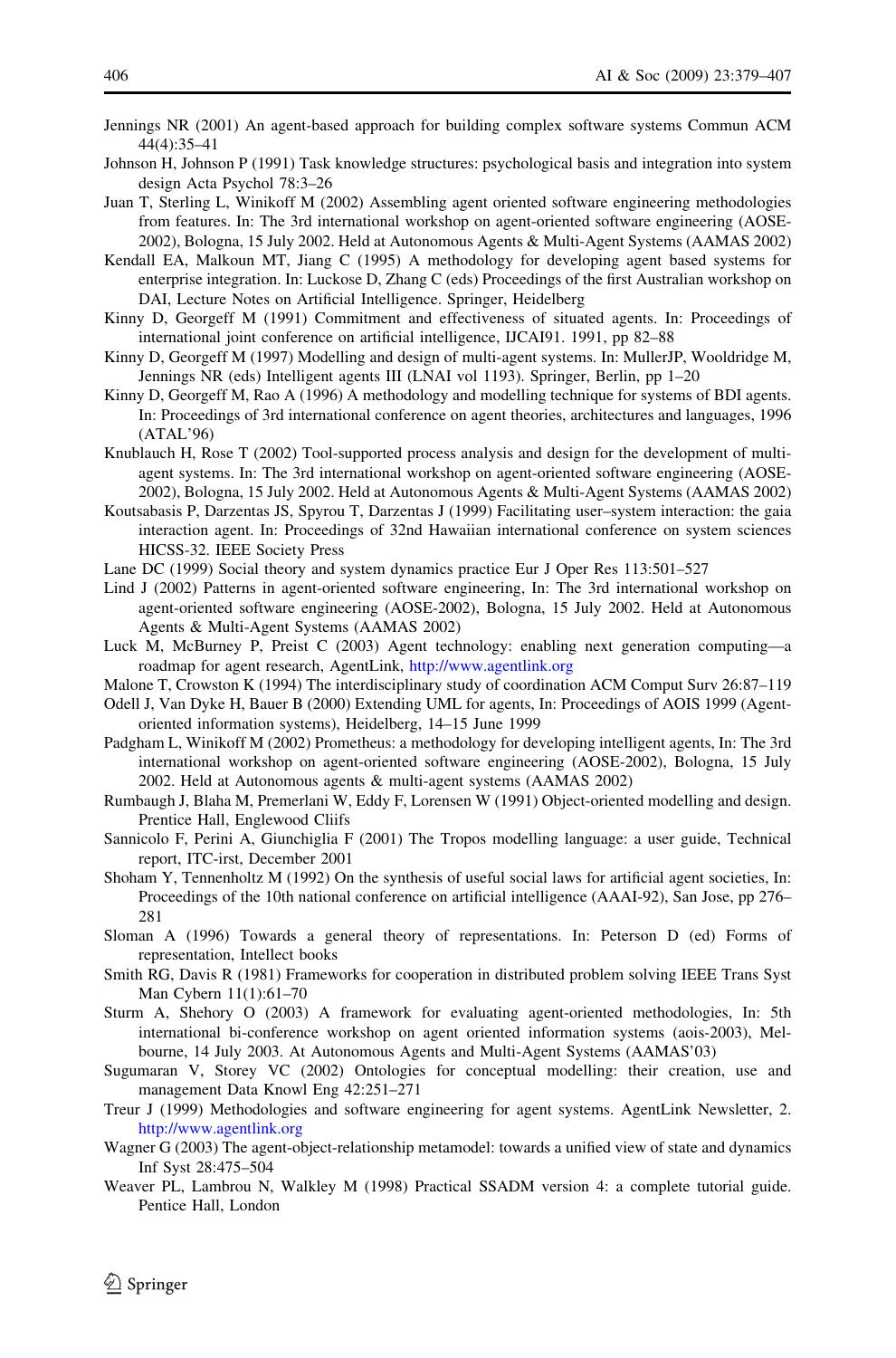Jennings NR (2001) An agent-based approach for building complex software systems Commun ACM 44(4):35–41

Johnson H, Johnson P (1991) Task knowledge structures: psychological basis and integration into system design Acta Psychol 78:3–26

Juan T, Sterling L, Winikoff M (2002) Assembling agent oriented software engineering methodologies from features. In: The 3rd international workshop on agent-oriented software engineering (AOSE-2002), Bologna, 15 July 2002. Held at Autonomous Agents & Multi-Agent Systems (AAMAS 2002)

Kendall EA, Malkoun MT, Jiang C (1995) A methodology for developing agent based systems for enterprise integration. In: Luckose D, Zhang C (eds) Proceedings of the first Australian workshop on DAI, Lecture Notes on Artificial Intelligence. Springer, Heidelberg

Kinny D, Georgeff M (1991) Commitment and effectiveness of situated agents. In: Proceedings of international joint conference on artificial intelligence, IJCAI91. 1991, pp 82–88

Kinny D, Georgeff M (1997) Modelling and design of multi-agent systems. In: MullerJP, Wooldridge M, Jennings NR (eds) Intelligent agents III (LNAI vol 1193). Springer, Berlin, pp 1–20

Kinny D, Georgeff M, Rao A (1996) A methodology and modelling technique for systems of BDI agents. In: Proceedings of 3rd international conference on agent theories, architectures and languages, 1996 (ATAL'96)

Knublauch H, Rose T (2002) Tool-supported process analysis and design for the development of multi-agent systems. In: The 3rd international workshop on agent-oriented software engineering (AOSE-2002), Bologna, 15 July 2002. Held at Autonomous Agents & Multi-Agent Systems (AAMAS 2002)

Koutsabasis P, Darzentas JS, Spyrou T, Darzentas J (1999) Facilitating user–system interaction: the gaia interaction agent. In: Proceedings of 32nd Hawaiian international conference on system sciences HICSS-32. IEEE Society Press

Lane DC (1999) Social theory and system dynamics practice Eur J Oper Res 113:501–527

Lind J (2002) Patterns in agent-oriented software engineering, In: The 3rd international workshop on agent-oriented software engineering (AOSE-2002), Bologna, 15 July 2002. Held at Autonomous Agents & Multi-Agent Systems (AAMAS 2002)

Luck M, McBurney P, Preist C (2003) Agent technology: enabling next generation computing—a roadmap for agent research, AgentLink, http://www.agentlink.org

Malone T, Crowston K (1994) The interdisciplinary study of coordination ACM Comput Surv 26:87–119

Odell J, Van Dyke H, Bauer B (2000) Extending UML for agents, In: Proceedings of AOIS 1999 (Agent-oriented information systems), Heidelberg, 14–15 June 1999

Padgham L, Winikoff M (2002) Prometheus: a methodology for developing intelligent agents, In: The 3rd international workshop on agent-oriented software engineering (AOSE-2002), Bologna, 15 July 2002. Held at Autonomous agents & multi-agent systems (AAMAS 2002)

Rumbaugh J, Blaha M, Premerlani W, Eddy F, Lorensen W (1991) Object-oriented modelling and design. Prentice Hall, Englewood Cliifs

Sannicolo F, Perini A, Giunchiglia F (2001) The Tropos modelling language: a user guide, Technical report, ITC-irst, December 2001

Shoham Y, Tennenholtz M (1992) On the synthesis of useful social laws for artificial agent societies, In: Proceedings of the 10th national conference on artificial intelligence (AAAI-92), San Jose, pp 276–281

Sloman A (1996) Towards a general theory of representations. In: Peterson D (ed) Forms of representation, Intellect books

Smith RG, Davis R (1981) Frameworks for cooperation in distributed problem solving IEEE Trans Syst Man Cybern 11(1):61–70

Sturm A, Shehory O (2003) A framework for evaluating agent-oriented methodologies, In: 5th international bi-conference workshop on agent oriented information systems (aois-2003), Melbourne, 14 July 2003. At Autonomous Agents and Multi-Agent Systems (AAMAS'03)

Sugumaran V, Storey VC (2002) Ontologies for conceptual modelling: their creation, use and management Data Knowl Eng 42:251–271

Treur J (1999) Methodologies and software engineering for agent systems. AgentLink Newsletter, 2. http://www.agentlink.org

Wagner G (2003) The agent-object-relationship metamodel: towards a unified view of state and dynamics Inf Syst 28:475–504

Weaver PL, Lambrou N, Walkley M (1998) Practical SSADM version 4: a complete tutorial guide. Pentice Hall, London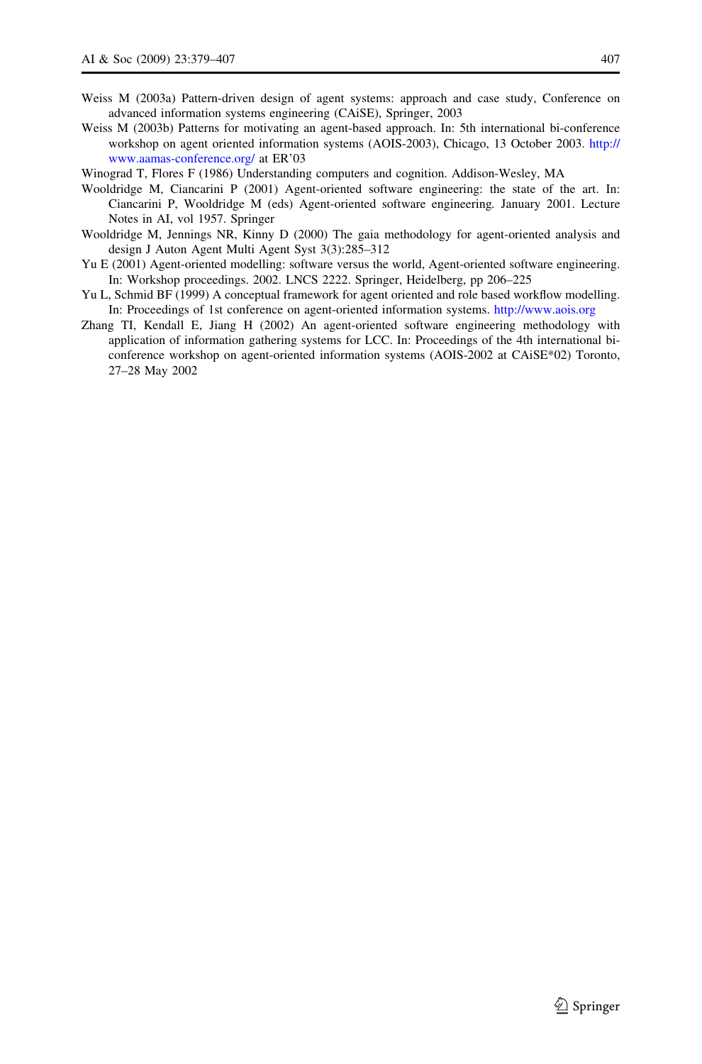Weiss M (2003a) Pattern-driven design of agent systems: approach and case study, Conference on advanced information systems engineering (CAiSE), Springer, 2003

Weiss M (2003b) Patterns for motivating an agent-based approach. In: 5th international bi-conference workshop on agent oriented information systems (AOIS-2003), Chicago, 13 October 2003. http://www.aamas-conference.org/ at ER'03

Winograd T, Flores F (1986) Understanding computers and cognition. Addison-Wesley, MA

Wooldridge M, Ciancarini P (2001) Agent-oriented software engineering: the state of the art. In: Ciancarini P, Wooldridge M (eds) Agent-oriented software engineering. January 2001. Lecture Notes in AI, vol 1957. Springer

Wooldridge M, Jennings NR, Kinny D (2000) The gaia methodology for agent-oriented analysis and design J Auton Agent Multi Agent Syst 3(3):285–312

Yu E (2001) Agent-oriented modelling: software versus the world, Agent-oriented software engineering. In: Workshop proceedings. 2002. LNCS 2222. Springer, Heidelberg, pp 206–225

Yu L, Schmid BF (1999) A conceptual framework for agent oriented and role based workflow modelling. In: Proceedings of 1st conference on agent-oriented information systems. http://www.aois.org

Zhang TI, Kendall E, Jiang H (2002) An agent-oriented software engineering methodology with application of information gathering systems for LCC. In: Proceedings of the 4th international bi-conference workshop on agent-oriented information systems (AOIS-2002 at CAiSE*02) Toronto, 27–28 May 2002